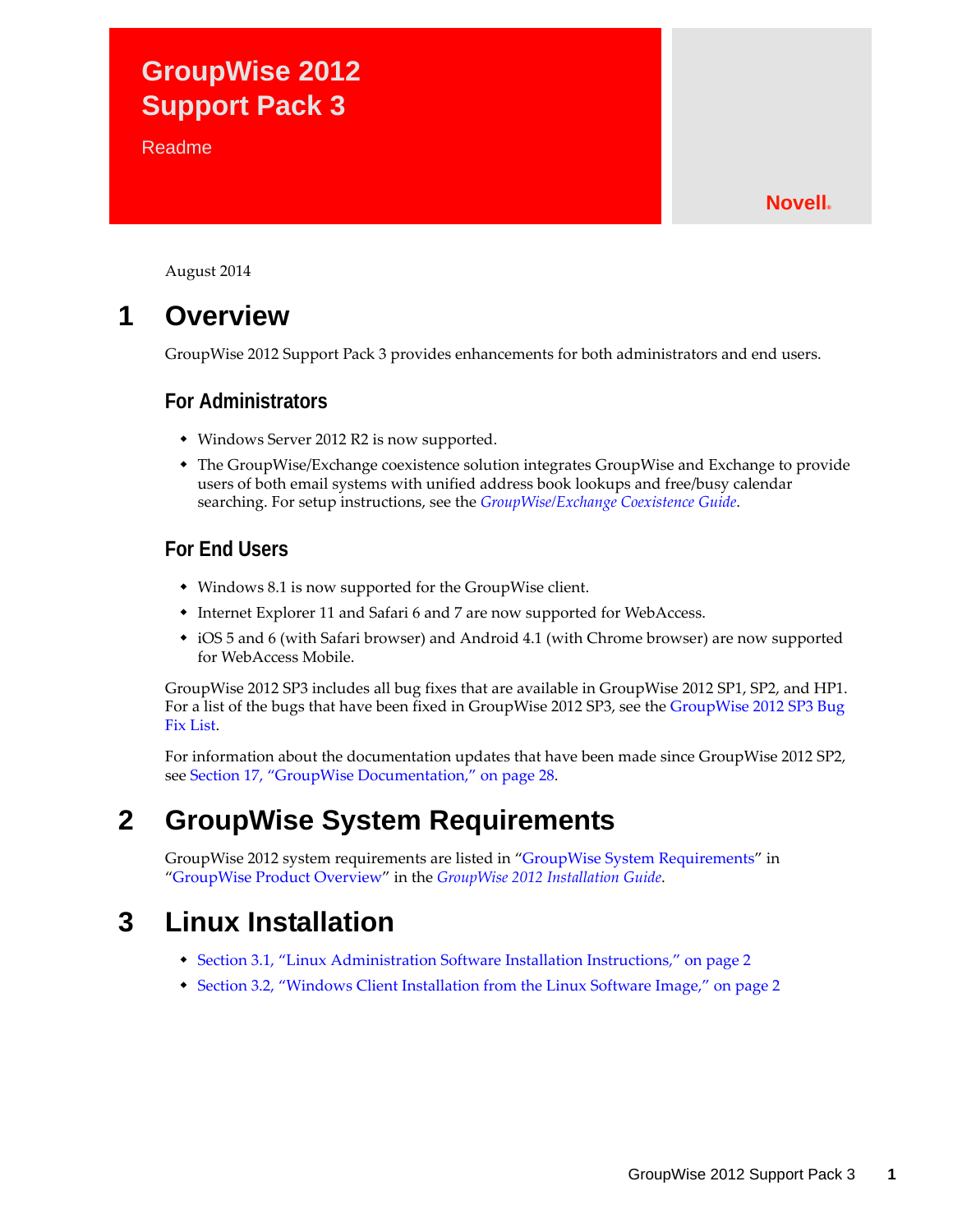# GroupWise 2012 Support Pack 3

Readme

Novell®

August 2014

## 1 Overview

GroupWise 2012 Support Pack 3 provides enhancements for both administrators and end users.

### For Administrators

- Windows Server 2012 R2 is now supported.
- The GroupWise/Exchange coexistence solution integrates GroupWise and Exchange to provide users of both email systems with unified address book lookups and free/busy calendar searching. For setup instructions, see the *GroupWise/Exchange Coexistence Guide*.

### For End Users

- Windows 8.1 is now supported for the GroupWise client.
- Internet Explorer 11 and Safari 6 and 7 are now supported for WebAccess.
- iOS 5 and 6 (with Safari browser) and Android 4.1 (with Chrome browser) are now supported for WebAccess Mobile.

GroupWise 2012 SP3 includes all bug fixes that are available in GroupWise 2012 SP1, SP2, and HP1. For a list of the bugs that have been fixed in GroupWise 2012 SP3, see the GroupWise 2012 SP3 Bug Fix List.

For information about the documentation updates that have been made since GroupWise 2012 SP2, see Section 17, "GroupWise Documentation," on page 28.

## 2 GroupWise System Requirements

GroupWise 2012 system requirements are listed in "GroupWise System Requirements" in "GroupWise Product Overview" in the *GroupWise 2012 Installation Guide*.

## 3 Linux Installation

- Section 3.1, "Linux Administration Software Installation Instructions," on page 2
- Section 3.2, "Windows Client Installation from the Linux Software Image," on page 2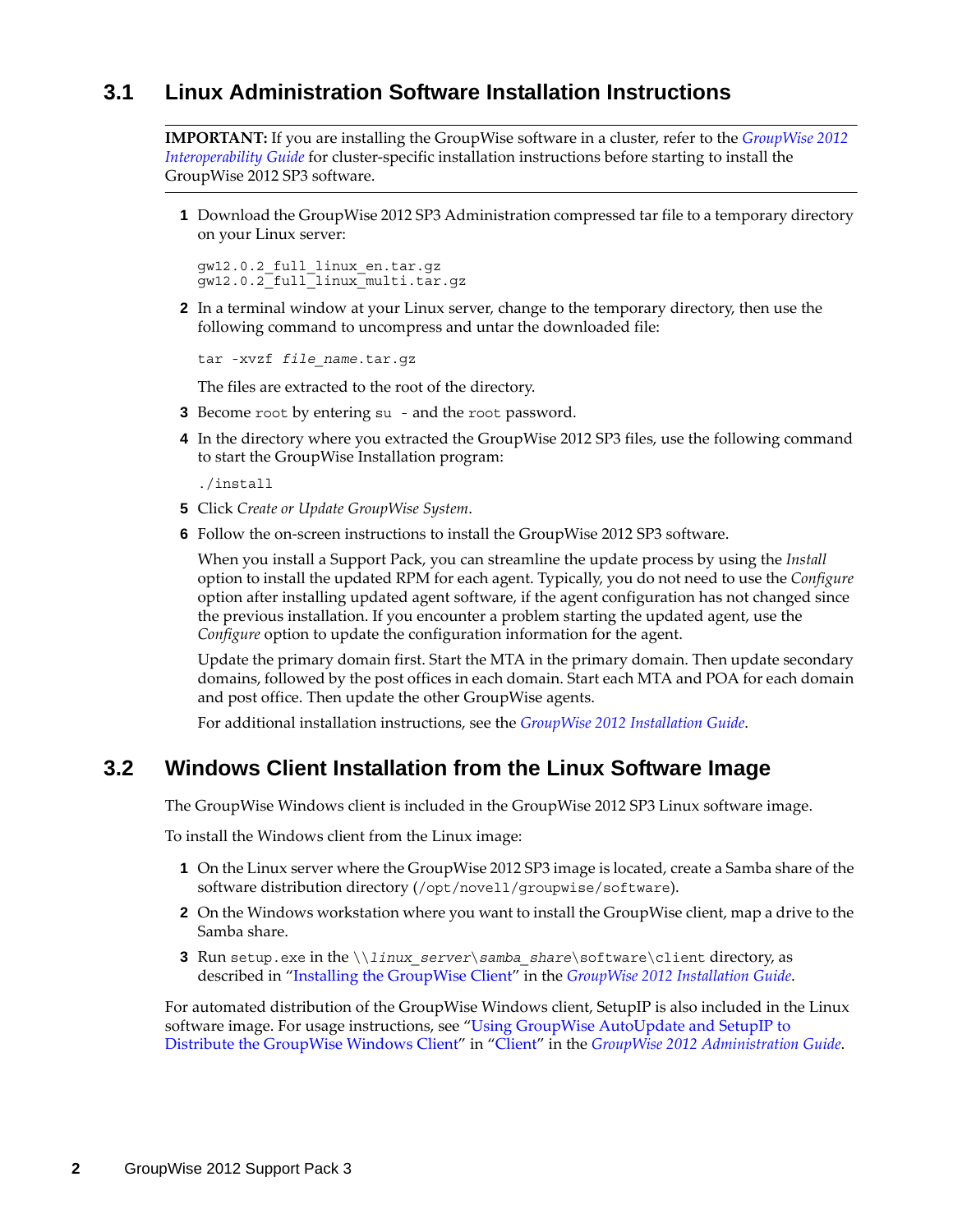## 3.1 Linux Administration Software Installation Instructions

**IMPORTANT:** If you are installing the GroupWise software in a cluster, refer to the *GroupWise 2012 Interoperability Guide* for cluster-specific installation instructions before starting to install the GroupWise 2012 SP3 software.

1. Download the GroupWise 2012 SP3 Administration compressed tar file to a temporary directory on your Linux server:

   ```
   gw12.0.2_full_linux_en.tar.gz
   gw12.0.2_full_linux_multi.tar.gz
   ```

2. In a terminal window at your Linux server, change to the temporary directory, then use the following command to uncompress and untar the downloaded file:

   ```
   tar -xvzf file_name.tar.gz
   ```

   The files are extracted to the root of the directory.

3. Become `root` by entering `su -` and the `root` password.

4. In the directory where you extracted the GroupWise 2012 SP3 files, use the following command to start the GroupWise Installation program:

   ```
   ./install
   ```

5. Click *Create or Update GroupWise System*.

6. Follow the on-screen instructions to install the GroupWise 2012 SP3 software.

   When you install a Support Pack, you can streamline the update process by using the *Install* option to install the updated RPM for each agent. Typically, you do not need to use the *Configure* option after installing updated agent software, if the agent configuration has not changed since the previous installation. If you encounter a problem starting the updated agent, use the *Configure* option to update the configuration information for the agent.

   Update the primary domain first. Start the MTA in the primary domain. Then update secondary domains, followed by the post offices in each domain. Start each MTA and POA for each domain and post office. Then update the other GroupWise agents.

   For additional installation instructions, see the *GroupWise 2012 Installation Guide*.

## 3.2 Windows Client Installation from the Linux Software Image

The GroupWise Windows client is included in the GroupWise 2012 SP3 Linux software image.

To install the Windows client from the Linux image:

1. On the Linux server where the GroupWise 2012 SP3 image is located, create a Samba share of the software distribution directory (`/opt/novell/groupwise/software`).

2. On the Windows workstation where you want to install the GroupWise client, map a drive to the Samba share.

3. Run `setup.exe` in the `\\linux_server\samba_share\software\client` directory, as described in "Installing the GroupWise Client" in the *GroupWise 2012 Installation Guide*.

For automated distribution of the GroupWise Windows client, SetupIP is also included in the Linux software image. For usage instructions, see "Using GroupWise AutoUpdate and SetupIP to Distribute the GroupWise Windows Client" in "Client" in the *GroupWise 2012 Administration Guide*.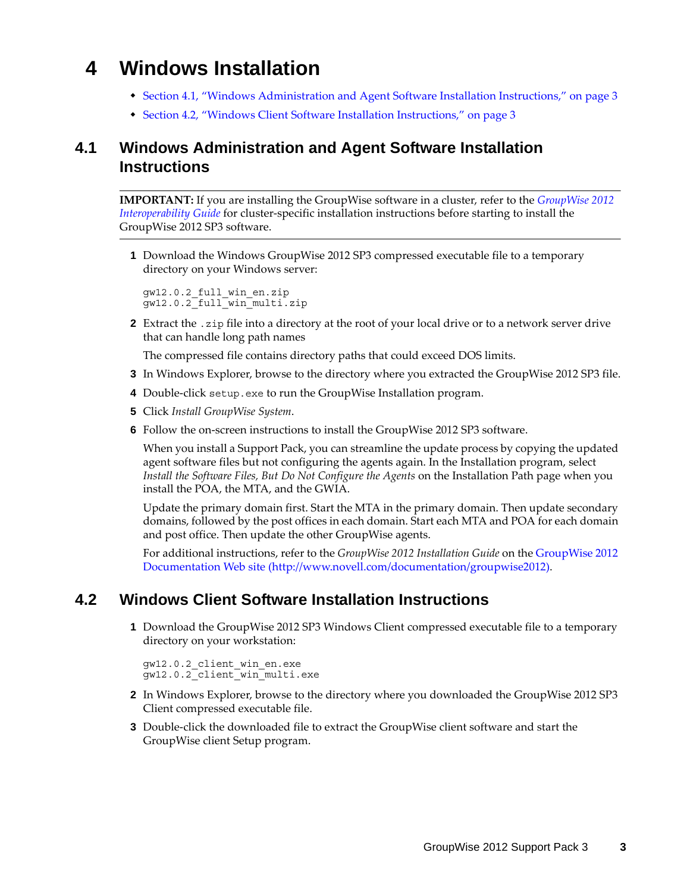# 4 Windows Installation

- Section 4.1, "Windows Administration and Agent Software Installation Instructions," on page 3
- Section 4.2, "Windows Client Software Installation Instructions," on page 3

## 4.1 Windows Administration and Agent Software Installation Instructions

**IMPORTANT:** If you are installing the GroupWise software in a cluster, refer to the *GroupWise 2012 Interoperability Guide* for cluster-specific installation instructions before starting to install the GroupWise 2012 SP3 software.

1. Download the Windows GroupWise 2012 SP3 compressed executable file to a temporary directory on your Windows server:

   ```
   gw12.0.2_full_win_en.zip
   gw12.0.2_full_win_multi.zip
   ```

2. Extract the `.zip` file into a directory at the root of your local drive or to a network server drive that can handle long path names

   The compressed file contains directory paths that could exceed DOS limits.

3. In Windows Explorer, browse to the directory where you extracted the GroupWise 2012 SP3 file.
4. Double-click `setup.exe` to run the GroupWise Installation program.
5. Click *Install GroupWise System*.
6. Follow the on-screen instructions to install the GroupWise 2012 SP3 software.

   When you install a Support Pack, you can streamline the update process by copying the updated agent software files but not configuring the agents again. In the Installation program, select *Install the Software Files, But Do Not Configure the Agents* on the Installation Path page when you install the POA, the MTA, and the GWIA.

   Update the primary domain first. Start the MTA in the primary domain. Then update secondary domains, followed by the post offices in each domain. Start each MTA and POA for each domain and post office. Then update the other GroupWise agents.

   For additional instructions, refer to the *GroupWise 2012 Installation Guide* on the GroupWise 2012 Documentation Web site (http://www.novell.com/documentation/groupwise2012).

## 4.2 Windows Client Software Installation Instructions

1. Download the GroupWise 2012 SP3 Windows Client compressed executable file to a temporary directory on your workstation:

   ```
   gw12.0.2_client_win_en.exe
   gw12.0.2_client_win_multi.exe
   ```

2. In Windows Explorer, browse to the directory where you downloaded the GroupWise 2012 SP3 Client compressed executable file.
3. Double-click the downloaded file to extract the GroupWise client software and start the GroupWise client Setup program.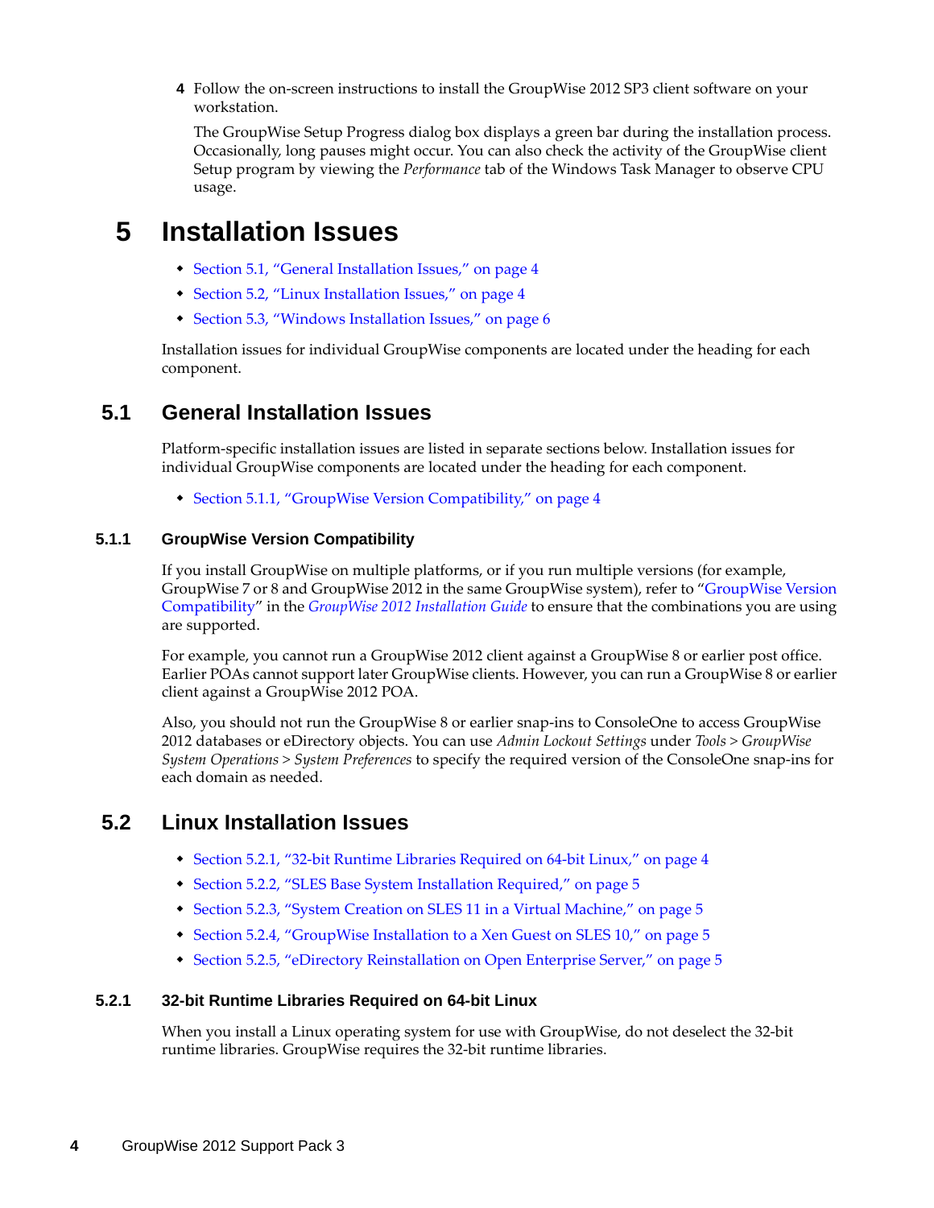4 Follow the on-screen instructions to install the GroupWise 2012 SP3 client software on your workstation.

The GroupWise Setup Progress dialog box displays a green bar during the installation process. Occasionally, long pauses might occur. You can also check the activity of the GroupWise client Setup program by viewing the *Performance* tab of the Windows Task Manager to observe CPU usage.

# 5 Installation Issues

- Section 5.1, "General Installation Issues," on page 4
- Section 5.2, "Linux Installation Issues," on page 4
- Section 5.3, "Windows Installation Issues," on page 6

Installation issues for individual GroupWise components are located under the heading for each component.

## 5.1 General Installation Issues

Platform-specific installation issues are listed in separate sections below. Installation issues for individual GroupWise components are located under the heading for each component.

- Section 5.1.1, "GroupWise Version Compatibility," on page 4

### 5.1.1 GroupWise Version Compatibility

If you install GroupWise on multiple platforms, or if you run multiple versions (for example, GroupWise 7 or 8 and GroupWise 2012 in the same GroupWise system), refer to "GroupWise Version Compatibility" in the *GroupWise 2012 Installation Guide* to ensure that the combinations you are using are supported.

For example, you cannot run a GroupWise 2012 client against a GroupWise 8 or earlier post office. Earlier POAs cannot support later GroupWise clients. However, you can run a GroupWise 8 or earlier client against a GroupWise 2012 POA.

Also, you should not run the GroupWise 8 or earlier snap-ins to ConsoleOne to access GroupWise 2012 databases or eDirectory objects. You can use *Admin Lockout Settings* under *Tools > GroupWise System Operations > System Preferences* to specify the required version of the ConsoleOne snap-ins for each domain as needed.

## 5.2 Linux Installation Issues

- Section 5.2.1, "32-bit Runtime Libraries Required on 64-bit Linux," on page 4
- Section 5.2.2, "SLES Base System Installation Required," on page 5
- Section 5.2.3, "System Creation on SLES 11 in a Virtual Machine," on page 5
- Section 5.2.4, "GroupWise Installation to a Xen Guest on SLES 10," on page 5
- Section 5.2.5, "eDirectory Reinstallation on Open Enterprise Server," on page 5

### 5.2.1 32-bit Runtime Libraries Required on 64-bit Linux

When you install a Linux operating system for use with GroupWise, do not deselect the 32-bit runtime libraries. GroupWise requires the 32-bit runtime libraries.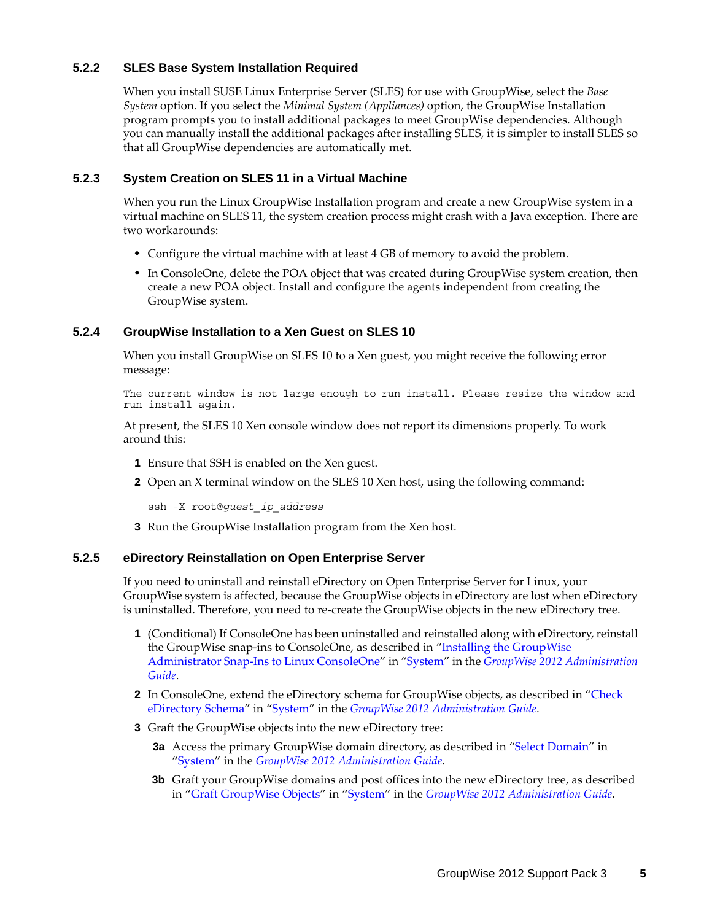### 5.2.2 SLES Base System Installation Required

When you install SUSE Linux Enterprise Server (SLES) for use with GroupWise, select the *Base System* option. If you select the *Minimal System (Appliances)* option, the GroupWise Installation program prompts you to install additional packages to meet GroupWise dependencies. Although you can manually install the additional packages after installing SLES, it is simpler to install SLES so that all GroupWise dependencies are automatically met.

### 5.2.3 System Creation on SLES 11 in a Virtual Machine

When you run the Linux GroupWise Installation program and create a new GroupWise system in a virtual machine on SLES 11, the system creation process might crash with a Java exception. There are two workarounds:

- Configure the virtual machine with at least 4 GB of memory to avoid the problem.
- In ConsoleOne, delete the POA object that was created during GroupWise system creation, then create a new POA object. Install and configure the agents independent from creating the GroupWise system.

### 5.2.4 GroupWise Installation to a Xen Guest on SLES 10

When you install GroupWise on SLES 10 to a Xen guest, you might receive the following error message:

```
The current window is not large enough to run install. Please resize the window and
run install again.
```

At present, the SLES 10 Xen console window does not report its dimensions properly. To work around this:

1. Ensure that SSH is enabled on the Xen guest.
2. Open an X terminal window on the SLES 10 Xen host, using the following command:

   ```
   ssh -X root@guest_ip_address
   ```

3. Run the GroupWise Installation program from the Xen host.

### 5.2.5 eDirectory Reinstallation on Open Enterprise Server

If you need to uninstall and reinstall eDirectory on Open Enterprise Server for Linux, your GroupWise system is affected, because the GroupWise objects in eDirectory are lost when eDirectory is uninstalled. Therefore, you need to re-create the GroupWise objects in the new eDirectory tree.

1. (Conditional) If ConsoleOne has been uninstalled and reinstalled along with eDirectory, reinstall the GroupWise snap-ins to ConsoleOne, as described in "Installing the GroupWise Administrator Snap-Ins to Linux ConsoleOne" in "System" in the *GroupWise 2012 Administration Guide*.
2. In ConsoleOne, extend the eDirectory schema for GroupWise objects, as described in "Check eDirectory Schema" in "System" in the *GroupWise 2012 Administration Guide*.
3. Graft the GroupWise objects into the new eDirectory tree:
   - **3a** Access the primary GroupWise domain directory, as described in "Select Domain" in "System" in the *GroupWise 2012 Administration Guide*.
   - **3b** Graft your GroupWise domains and post offices into the new eDirectory tree, as described in "Graft GroupWise Objects" in "System" in the *GroupWise 2012 Administration Guide*.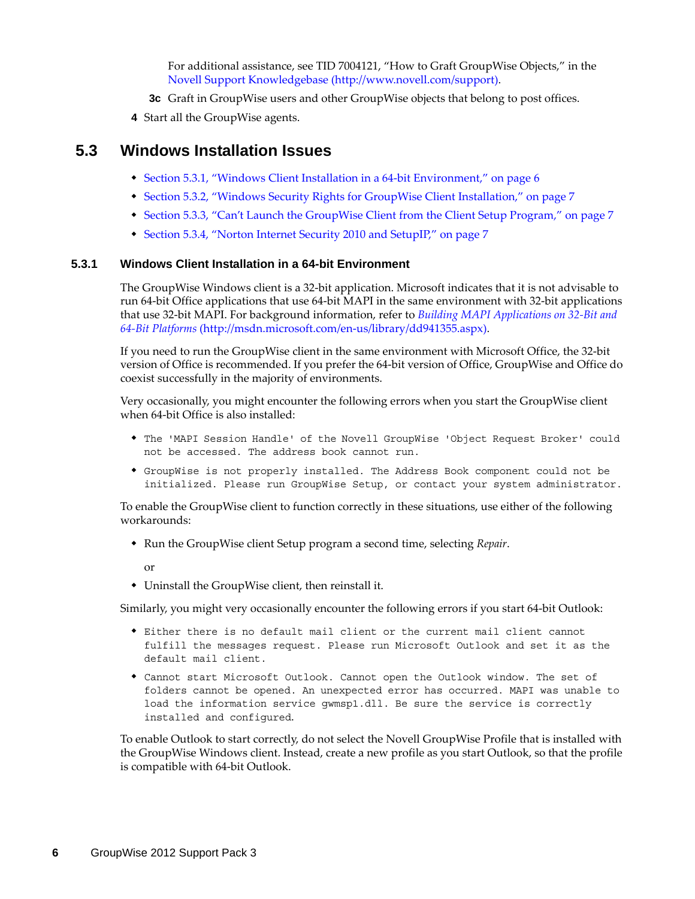For additional assistance, see TID 7004121, “How to Graft GroupWise Objects,” in the Novell Support Knowledgebase (http://www.novell.com/support).

**3c** Graft in GroupWise users and other GroupWise objects that belong to post offices.

**4** Start all the GroupWise agents.

## 5.3 Windows Installation Issues

- Section 5.3.1, “Windows Client Installation in a 64-bit Environment,” on page 6
- Section 5.3.2, “Windows Security Rights for GroupWise Client Installation,” on page 7
- Section 5.3.3, “Can’t Launch the GroupWise Client from the Client Setup Program,” on page 7
- Section 5.3.4, “Norton Internet Security 2010 and SetupIP,” on page 7

### 5.3.1 Windows Client Installation in a 64-bit Environment

The GroupWise Windows client is a 32-bit application. Microsoft indicates that it is not advisable to run 64-bit Office applications that use 64-bit MAPI in the same environment with 32-bit applications that use 32-bit MAPI. For background information, refer to *Building MAPI Applications on 32-Bit and 64-Bit Platforms* (http://msdn.microsoft.com/en-us/library/dd941355.aspx).

If you need to run the GroupWise client in the same environment with Microsoft Office, the 32-bit version of Office is recommended. If you prefer the 64-bit version of Office, GroupWise and Office do coexist successfully in the majority of environments.

Very occasionally, you might encounter the following errors when you start the GroupWise client when 64-bit Office is also installed:

- `The 'MAPI Session Handle' of the Novell GroupWise 'Object Request Broker' could not be accessed. The address book cannot run.`
- `GroupWise is not properly installed. The Address Book component could not be initialized. Please run GroupWise Setup, or contact your system administrator.`

To enable the GroupWise client to function correctly in these situations, use either of the following workarounds:

- Run the GroupWise client Setup program a second time, selecting *Repair*.

  or

- Uninstall the GroupWise client, then reinstall it.

Similarly, you might very occasionally encounter the following errors if you start 64-bit Outlook:

- `Either there is no default mail client or the current mail client cannot fulfill the messages request. Please run Microsoft Outlook and set it as the default mail client.`
- `Cannot start Microsoft Outlook. Cannot open the Outlook window. The set of folders cannot be opened. An unexpected error has occurred. MAPI was unable to load the information service gwmsp1.dll. Be sure the service is correctly installed and configured.`

To enable Outlook to start correctly, do not select the Novell GroupWise Profile that is installed with the GroupWise Windows client. Instead, create a new profile as you start Outlook, so that the profile is compatible with 64-bit Outlook.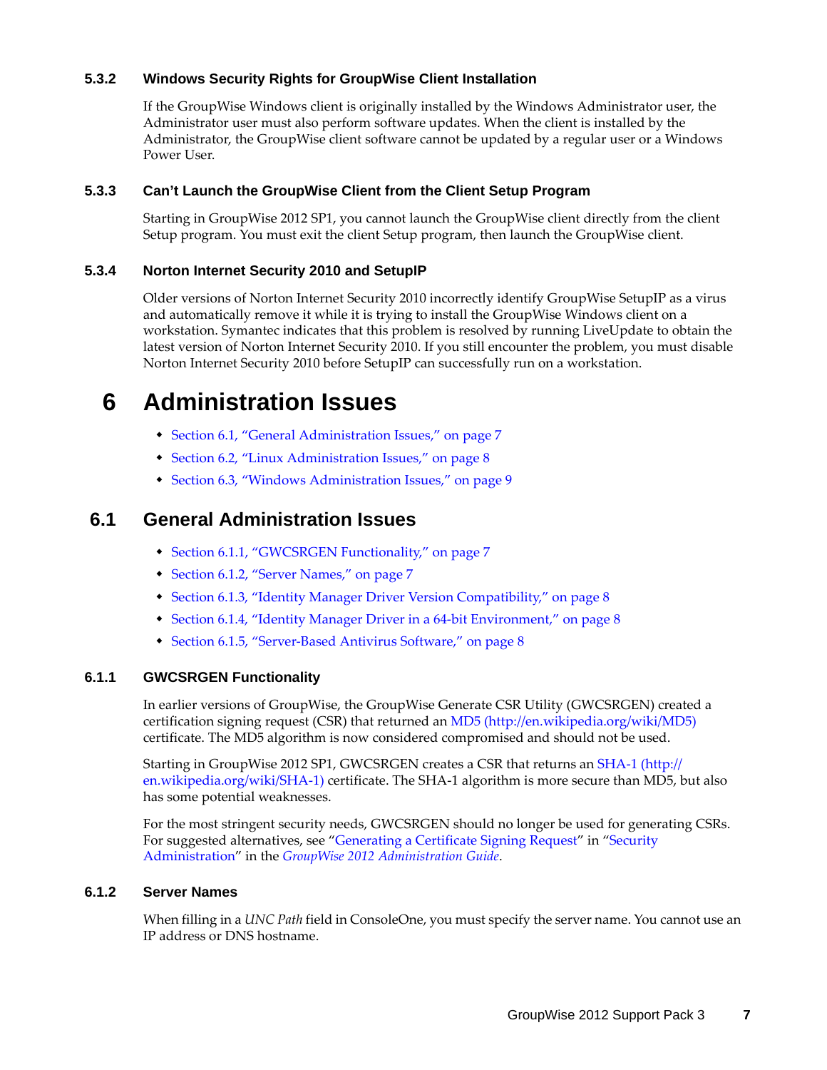### 5.3.2 Windows Security Rights for GroupWise Client Installation

If the GroupWise Windows client is originally installed by the Windows Administrator user, the Administrator user must also perform software updates. When the client is installed by the Administrator, the GroupWise client software cannot be updated by a regular user or a Windows Power User.

### 5.3.3 Can't Launch the GroupWise Client from the Client Setup Program

Starting in GroupWise 2012 SP1, you cannot launch the GroupWise client directly from the client Setup program. You must exit the client Setup program, then launch the GroupWise client.

### 5.3.4 Norton Internet Security 2010 and SetupIP

Older versions of Norton Internet Security 2010 incorrectly identify GroupWise SetupIP as a virus and automatically remove it while it is trying to install the GroupWise Windows client on a workstation. Symantec indicates that this problem is resolved by running LiveUpdate to obtain the latest version of Norton Internet Security 2010. If you still encounter the problem, you must disable Norton Internet Security 2010 before SetupIP can successfully run on a workstation.

# 6 Administration Issues

- Section 6.1, "General Administration Issues," on page 7
- Section 6.2, "Linux Administration Issues," on page 8
- Section 6.3, "Windows Administration Issues," on page 9

## 6.1 General Administration Issues

- Section 6.1.1, "GWCSRGEN Functionality," on page 7
- Section 6.1.2, "Server Names," on page 7
- Section 6.1.3, "Identity Manager Driver Version Compatibility," on page 8
- Section 6.1.4, "Identity Manager Driver in a 64-bit Environment," on page 8
- Section 6.1.5, "Server-Based Antivirus Software," on page 8

### 6.1.1 GWCSRGEN Functionality

In earlier versions of GroupWise, the GroupWise Generate CSR Utility (GWCSRGEN) created a certification signing request (CSR) that returned an MD5 (http://en.wikipedia.org/wiki/MD5) certificate. The MD5 algorithm is now considered compromised and should not be used.

Starting in GroupWise 2012 SP1, GWCSRGEN creates a CSR that returns an SHA-1 (http://en.wikipedia.org/wiki/SHA-1) certificate. The SHA-1 algorithm is more secure than MD5, but also has some potential weaknesses.

For the most stringent security needs, GWCSRGEN should no longer be used for generating CSRs. For suggested alternatives, see "Generating a Certificate Signing Request" in "Security Administration" in the *GroupWise 2012 Administration Guide*.

### 6.1.2 Server Names

When filling in a *UNC Path* field in ConsoleOne, you must specify the server name. You cannot use an IP address or DNS hostname.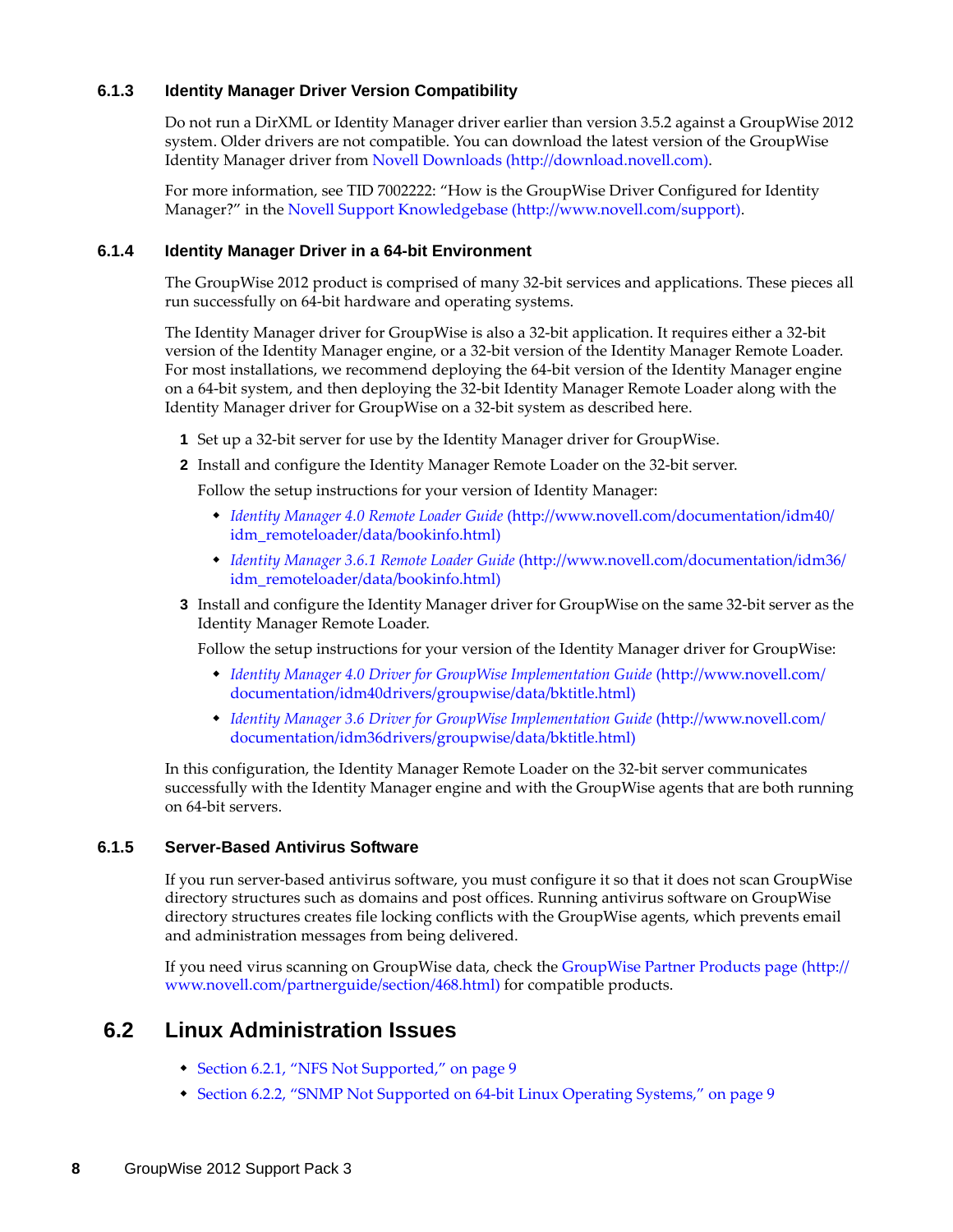### 6.1.3 Identity Manager Driver Version Compatibility

Do not run a DirXML or Identity Manager driver earlier than version 3.5.2 against a GroupWise 2012 system. Older drivers are not compatible. You can download the latest version of the GroupWise Identity Manager driver from Novell Downloads (http://download.novell.com).

For more information, see TID 7002222: "How is the GroupWise Driver Configured for Identity Manager?" in the Novell Support Knowledgebase (http://www.novell.com/support).

### 6.1.4 Identity Manager Driver in a 64-bit Environment

The GroupWise 2012 product is comprised of many 32-bit services and applications. These pieces all run successfully on 64-bit hardware and operating systems.

The Identity Manager driver for GroupWise is also a 32-bit application. It requires either a 32-bit version of the Identity Manager engine, or a 32-bit version of the Identity Manager Remote Loader. For most installations, we recommend deploying the 64-bit version of the Identity Manager engine on a 64-bit system, and then deploying the 32-bit Identity Manager Remote Loader along with the Identity Manager driver for GroupWise on a 32-bit system as described here.

1. Set up a 32-bit server for use by the Identity Manager driver for GroupWise.
2. Install and configure the Identity Manager Remote Loader on the 32-bit server.

   Follow the setup instructions for your version of Identity Manager:

   - *Identity Manager 4.0 Remote Loader Guide* (http://www.novell.com/documentation/idm40/idm_remoteloader/data/bookinfo.html)
   - *Identity Manager 3.6.1 Remote Loader Guide* (http://www.novell.com/documentation/idm36/idm_remoteloader/data/bookinfo.html)

3. Install and configure the Identity Manager driver for GroupWise on the same 32-bit server as the Identity Manager Remote Loader.

   Follow the setup instructions for your version of the Identity Manager driver for GroupWise:

   - *Identity Manager 4.0 Driver for GroupWise Implementation Guide* (http://www.novell.com/documentation/idm40drivers/groupwise/data/bktitle.html)
   - *Identity Manager 3.6 Driver for GroupWise Implementation Guide* (http://www.novell.com/documentation/idm36drivers/groupwise/data/bktitle.html)

In this configuration, the Identity Manager Remote Loader on the 32-bit server communicates successfully with the Identity Manager engine and with the GroupWise agents that are both running on 64-bit servers.

### 6.1.5 Server-Based Antivirus Software

If you run server-based antivirus software, you must configure it so that it does not scan GroupWise directory structures such as domains and post offices. Running antivirus software on GroupWise directory structures creates file locking conflicts with the GroupWise agents, which prevents email and administration messages from being delivered.

If you need virus scanning on GroupWise data, check the GroupWise Partner Products page (http://www.novell.com/partnerguide/section/468.html) for compatible products.

## 6.2 Linux Administration Issues

- Section 6.2.1, "NFS Not Supported," on page 9
- Section 6.2.2, "SNMP Not Supported on 64-bit Linux Operating Systems," on page 9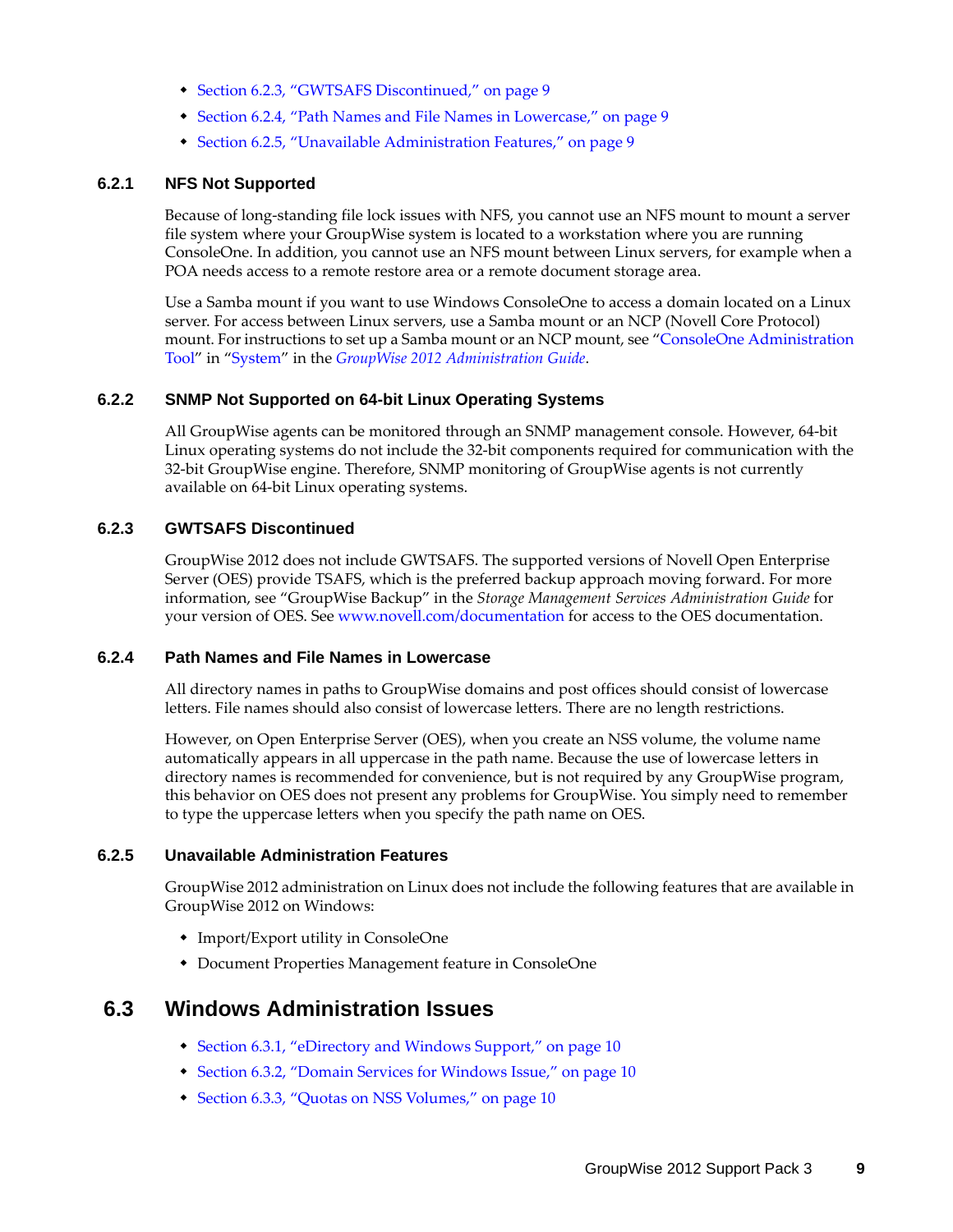- Section 6.2.3, "GWTSAFS Discontinued," on page 9
- Section 6.2.4, "Path Names and File Names in Lowercase," on page 9
- Section 6.2.5, "Unavailable Administration Features," on page 9

### 6.2.1 NFS Not Supported

Because of long-standing file lock issues with NFS, you cannot use an NFS mount to mount a server file system where your GroupWise system is located to a workstation where you are running ConsoleOne. In addition, you cannot use an NFS mount between Linux servers, for example when a POA needs access to a remote restore area or a remote document storage area.

Use a Samba mount if you want to use Windows ConsoleOne to access a domain located on a Linux server. For access between Linux servers, use a Samba mount or an NCP (Novell Core Protocol) mount. For instructions to set up a Samba mount or an NCP mount, see "ConsoleOne Administration Tool" in "System" in the *GroupWise 2012 Administration Guide*.

### 6.2.2 SNMP Not Supported on 64-bit Linux Operating Systems

All GroupWise agents can be monitored through an SNMP management console. However, 64-bit Linux operating systems do not include the 32-bit components required for communication with the 32-bit GroupWise engine. Therefore, SNMP monitoring of GroupWise agents is not currently available on 64-bit Linux operating systems.

### 6.2.3 GWTSAFS Discontinued

GroupWise 2012 does not include GWTSAFS. The supported versions of Novell Open Enterprise Server (OES) provide TSAFS, which is the preferred backup approach moving forward. For more information, see "GroupWise Backup" in the *Storage Management Services Administration Guide* for your version of OES. See www.novell.com/documentation for access to the OES documentation.

### 6.2.4 Path Names and File Names in Lowercase

All directory names in paths to GroupWise domains and post offices should consist of lowercase letters. File names should also consist of lowercase letters. There are no length restrictions.

However, on Open Enterprise Server (OES), when you create an NSS volume, the volume name automatically appears in all uppercase in the path name. Because the use of lowercase letters in directory names is recommended for convenience, but is not required by any GroupWise program, this behavior on OES does not present any problems for GroupWise. You simply need to remember to type the uppercase letters when you specify the path name on OES.

### 6.2.5 Unavailable Administration Features

GroupWise 2012 administration on Linux does not include the following features that are available in GroupWise 2012 on Windows:

- Import/Export utility in ConsoleOne
- Document Properties Management feature in ConsoleOne

## 6.3 Windows Administration Issues

- Section 6.3.1, "eDirectory and Windows Support," on page 10
- Section 6.3.2, "Domain Services for Windows Issue," on page 10
- Section 6.3.3, "Quotas on NSS Volumes," on page 10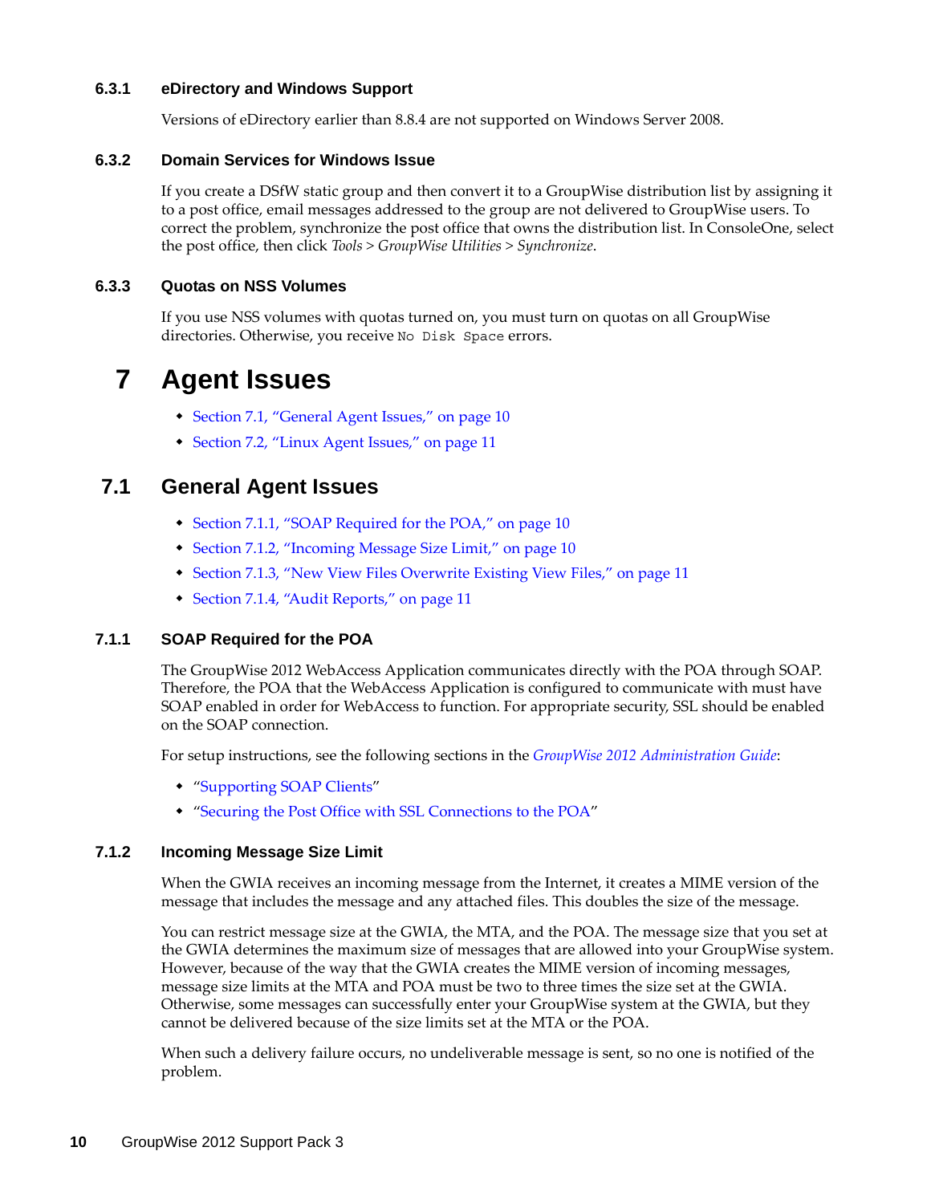### 6.3.1 eDirectory and Windows Support

Versions of eDirectory earlier than 8.8.4 are not supported on Windows Server 2008.

### 6.3.2 Domain Services for Windows Issue

If you create a DSfW static group and then convert it to a GroupWise distribution list by assigning it to a post office, email messages addressed to the group are not delivered to GroupWise users. To correct the problem, synchronize the post office that owns the distribution list. In ConsoleOne, select the post office, then click *Tools* > *GroupWise Utilities* > *Synchronize*.

### 6.3.3 Quotas on NSS Volumes

If you use NSS volumes with quotas turned on, you must turn on quotas on all GroupWise directories. Otherwise, you receive `No Disk Space` errors.

# 7 Agent Issues

- Section 7.1, "General Agent Issues," on page 10
- Section 7.2, "Linux Agent Issues," on page 11

## 7.1 General Agent Issues

- Section 7.1.1, "SOAP Required for the POA," on page 10
- Section 7.1.2, "Incoming Message Size Limit," on page 10
- Section 7.1.3, "New View Files Overwrite Existing View Files," on page 11
- Section 7.1.4, "Audit Reports," on page 11

### 7.1.1 SOAP Required for the POA

The GroupWise 2012 WebAccess Application communicates directly with the POA through SOAP. Therefore, the POA that the WebAccess Application is configured to communicate with must have SOAP enabled in order for WebAccess to function. For appropriate security, SSL should be enabled on the SOAP connection.

For setup instructions, see the following sections in the *GroupWise 2012 Administration Guide*:

- "Supporting SOAP Clients"
- "Securing the Post Office with SSL Connections to the POA"

### 7.1.2 Incoming Message Size Limit

When the GWIA receives an incoming message from the Internet, it creates a MIME version of the message that includes the message and any attached files. This doubles the size of the message.

You can restrict message size at the GWIA, the MTA, and the POA. The message size that you set at the GWIA determines the maximum size of messages that are allowed into your GroupWise system. However, because of the way that the GWIA creates the MIME version of incoming messages, message size limits at the MTA and POA must be two to three times the size set at the GWIA. Otherwise, some messages can successfully enter your GroupWise system at the GWIA, but they cannot be delivered because of the size limits set at the MTA or the POA.

When such a delivery failure occurs, no undeliverable message is sent, so no one is notified of the problem.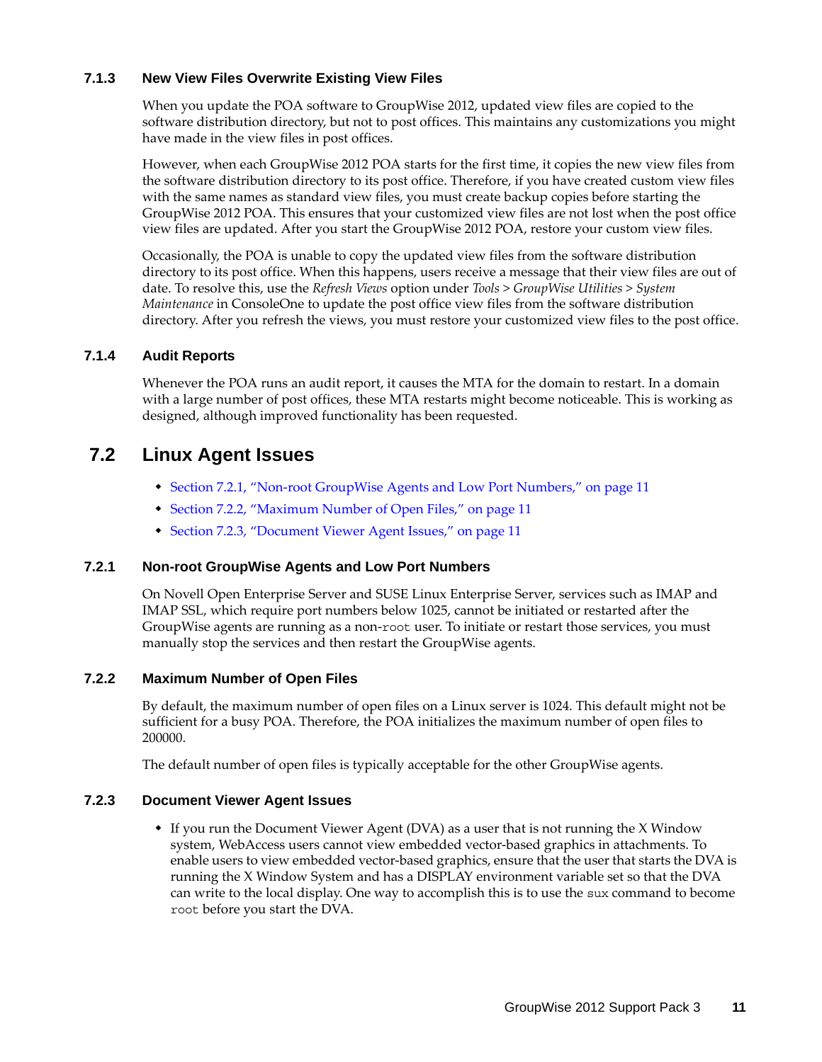### 7.1.3 New View Files Overwrite Existing View Files

When you update the POA software to GroupWise 2012, updated view files are copied to the software distribution directory, but not to post offices. This maintains any customizations you might have made in the view files in post offices.

However, when each GroupWise 2012 POA starts for the first time, it copies the new view files from the software distribution directory to its post office. Therefore, if you have created custom view files with the same names as standard view files, you must create backup copies before starting the GroupWise 2012 POA. This ensures that your customized view files are not lost when the post office view files are updated. After you start the GroupWise 2012 POA, restore your custom view files.

Occasionally, the POA is unable to copy the updated view files from the software distribution directory to its post office. When this happens, users receive a message that their view files are out of date. To resolve this, use the *Refresh Views* option under *Tools* > *GroupWise Utilities* > *System Maintenance* in ConsoleOne to update the post office view files from the software distribution directory. After you refresh the views, you must restore your customized view files to the post office.

### 7.1.4 Audit Reports

Whenever the POA runs an audit report, it causes the MTA for the domain to restart. In a domain with a large number of post offices, these MTA restarts might become noticeable. This is working as designed, although improved functionality has been requested.

## 7.2 Linux Agent Issues

- Section 7.2.1, "Non-root GroupWise Agents and Low Port Numbers," on page 11
- Section 7.2.2, "Maximum Number of Open Files," on page 11
- Section 7.2.3, "Document Viewer Agent Issues," on page 11

### 7.2.1 Non-root GroupWise Agents and Low Port Numbers

On Novell Open Enterprise Server and SUSE Linux Enterprise Server, services such as IMAP and IMAP SSL, which require port numbers below 1025, cannot be initiated or restarted after the GroupWise agents are running as a non-`root` user. To initiate or restart those services, you must manually stop the services and then restart the GroupWise agents.

### 7.2.2 Maximum Number of Open Files

By default, the maximum number of open files on a Linux server is 1024. This default might not be sufficient for a busy POA. Therefore, the POA initializes the maximum number of open files to 200000.

The default number of open files is typically acceptable for the other GroupWise agents.

### 7.2.3 Document Viewer Agent Issues

- If you run the Document Viewer Agent (DVA) as a user that is not running the X Window system, WebAccess users cannot view embedded vector-based graphics in attachments. To enable users to view embedded vector-based graphics, ensure that the user that starts the DVA is running the X Window System and has a DISPLAY environment variable set so that the DVA can write to the local display. One way to accomplish this is to use the `sux` command to become `root` before you start the DVA.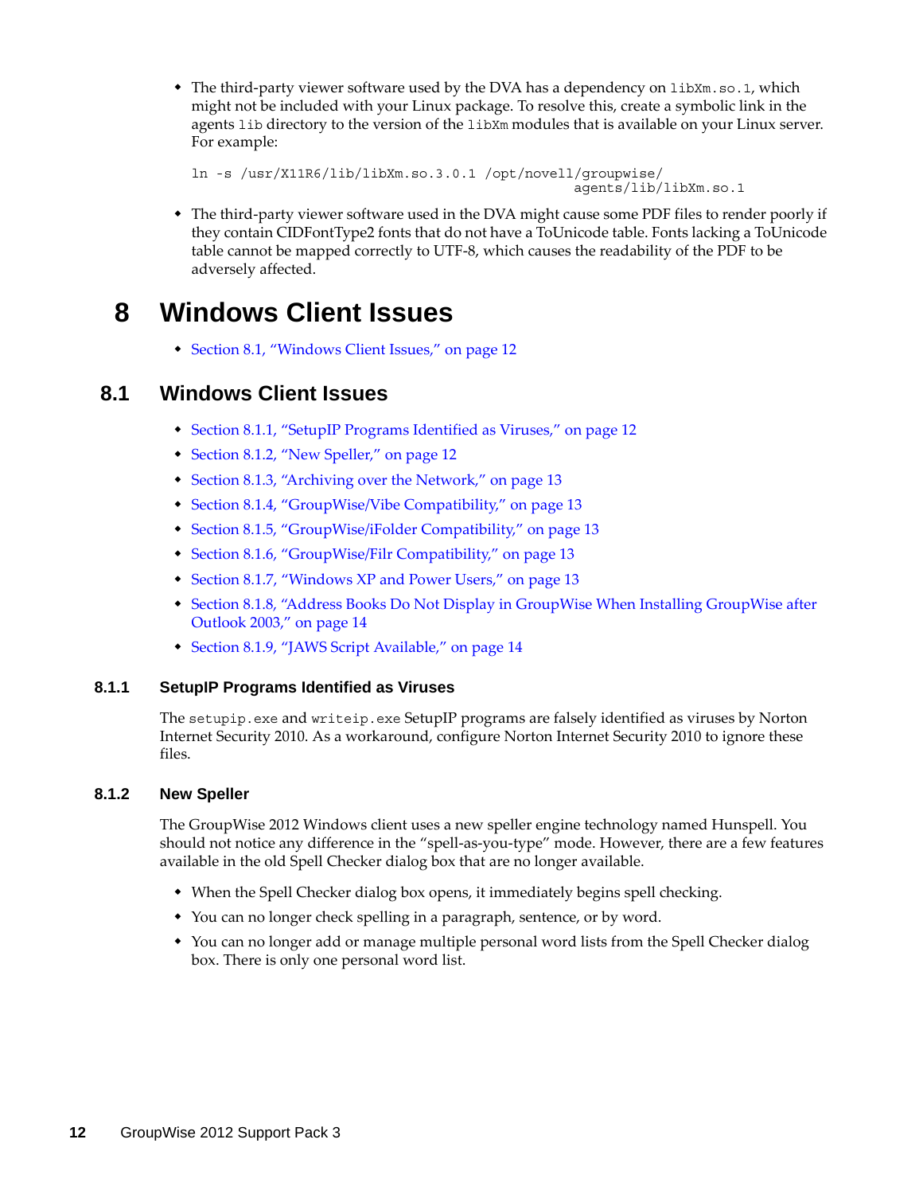* The third-party viewer software used by the DVA has a dependency on `libXm.so.1`, which might not be included with your Linux package. To resolve this, create a symbolic link in the agents `lib` directory to the version of the `libXm` modules that is available on your Linux server. For example:

```
ln -s /usr/X11R6/lib/libXm.so.3.0.1 /opt/novell/groupwise/
                                                          agents/lib/libXm.so.1
```

* The third-party viewer software used in the DVA might cause some PDF files to render poorly if they contain CIDFontType2 fonts that do not have a ToUnicode table. Fonts lacking a ToUnicode table cannot be mapped correctly to UTF-8, which causes the readability of the PDF to be adversely affected.

# 8 Windows Client Issues

* Section 8.1, "Windows Client Issues," on page 12

## 8.1 Windows Client Issues

* Section 8.1.1, "SetupIP Programs Identified as Viruses," on page 12
* Section 8.1.2, "New Speller," on page 12
* Section 8.1.3, "Archiving over the Network," on page 13
* Section 8.1.4, "GroupWise/Vibe Compatibility," on page 13
* Section 8.1.5, "GroupWise/iFolder Compatibility," on page 13
* Section 8.1.6, "GroupWise/Filr Compatibility," on page 13
* Section 8.1.7, "Windows XP and Power Users," on page 13
* Section 8.1.8, "Address Books Do Not Display in GroupWise When Installing GroupWise after Outlook 2003," on page 14
* Section 8.1.9, "JAWS Script Available," on page 14

### 8.1.1 SetupIP Programs Identified as Viruses

The `setupip.exe` and `writeip.exe` SetupIP programs are falsely identified as viruses by Norton Internet Security 2010. As a workaround, configure Norton Internet Security 2010 to ignore these files.

### 8.1.2 New Speller

The GroupWise 2012 Windows client uses a new speller engine technology named Hunspell. You should not notice any difference in the "spell-as-you-type" mode. However, there are a few features available in the old Spell Checker dialog box that are no longer available.

* When the Spell Checker dialog box opens, it immediately begins spell checking.
* You can no longer check spelling in a paragraph, sentence, or by word.
* You can no longer add or manage multiple personal word lists from the Spell Checker dialog box. There is only one personal word list.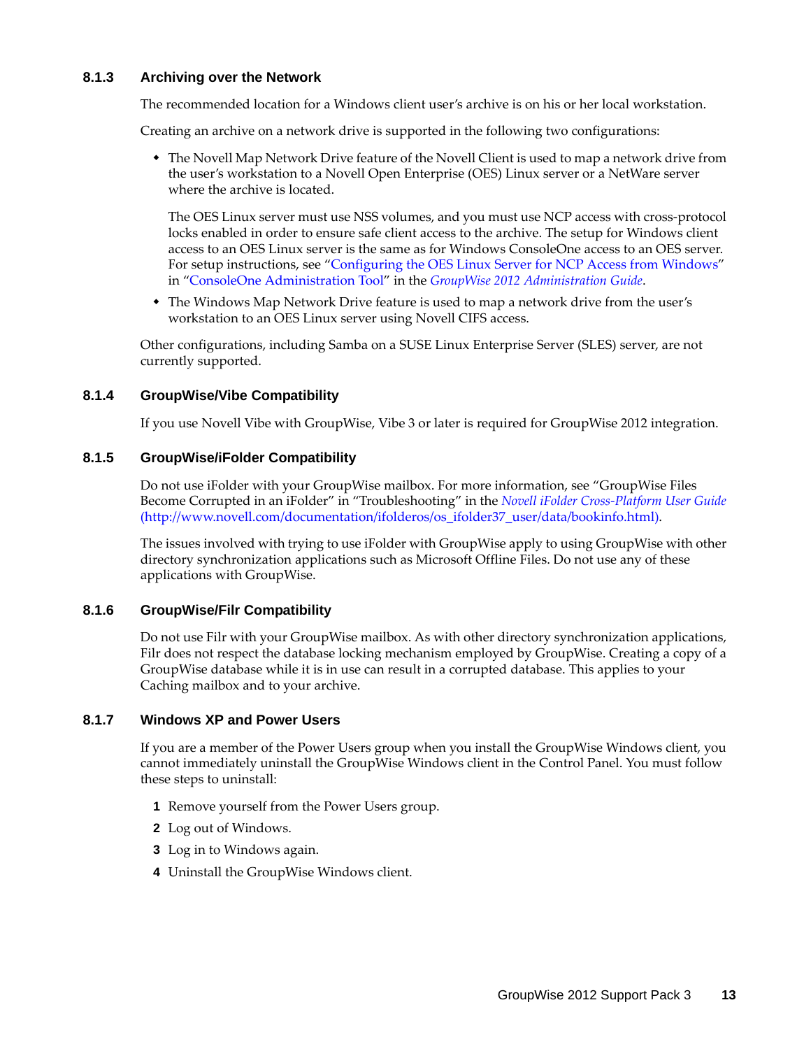### 8.1.3 Archiving over the Network

The recommended location for a Windows client user's archive is on his or her local workstation.

Creating an archive on a network drive is supported in the following two configurations:

- The Novell Map Network Drive feature of the Novell Client is used to map a network drive from the user's workstation to a Novell Open Enterprise (OES) Linux server or a NetWare server where the archive is located.

  The OES Linux server must use NSS volumes, and you must use NCP access with cross-protocol locks enabled in order to ensure safe client access to the archive. The setup for Windows client access to an OES Linux server is the same as for Windows ConsoleOne access to an OES server. For setup instructions, see "Configuring the OES Linux Server for NCP Access from Windows" in "ConsoleOne Administration Tool" in the *GroupWise 2012 Administration Guide*.

- The Windows Map Network Drive feature is used to map a network drive from the user's workstation to an OES Linux server using Novell CIFS access.

Other configurations, including Samba on a SUSE Linux Enterprise Server (SLES) server, are not currently supported.

### 8.1.4 GroupWise/Vibe Compatibility

If you use Novell Vibe with GroupWise, Vibe 3 or later is required for GroupWise 2012 integration.

### 8.1.5 GroupWise/iFolder Compatibility

Do not use iFolder with your GroupWise mailbox. For more information, see "GroupWise Files Become Corrupted in an iFolder" in "Troubleshooting" in the *Novell iFolder Cross-Platform User Guide* (http://www.novell.com/documentation/ifolderos/os_ifolder37_user/data/bookinfo.html).

The issues involved with trying to use iFolder with GroupWise apply to using GroupWise with other directory synchronization applications such as Microsoft Offline Files. Do not use any of these applications with GroupWise.

### 8.1.6 GroupWise/Filr Compatibility

Do not use Filr with your GroupWise mailbox. As with other directory synchronization applications, Filr does not respect the database locking mechanism employed by GroupWise. Creating a copy of a GroupWise database while it is in use can result in a corrupted database. This applies to your Caching mailbox and to your archive.

### 8.1.7 Windows XP and Power Users

If you are a member of the Power Users group when you install the GroupWise Windows client, you cannot immediately uninstall the GroupWise Windows client in the Control Panel. You must follow these steps to uninstall:

1. Remove yourself from the Power Users group.
2. Log out of Windows.
3. Log in to Windows again.
4. Uninstall the GroupWise Windows client.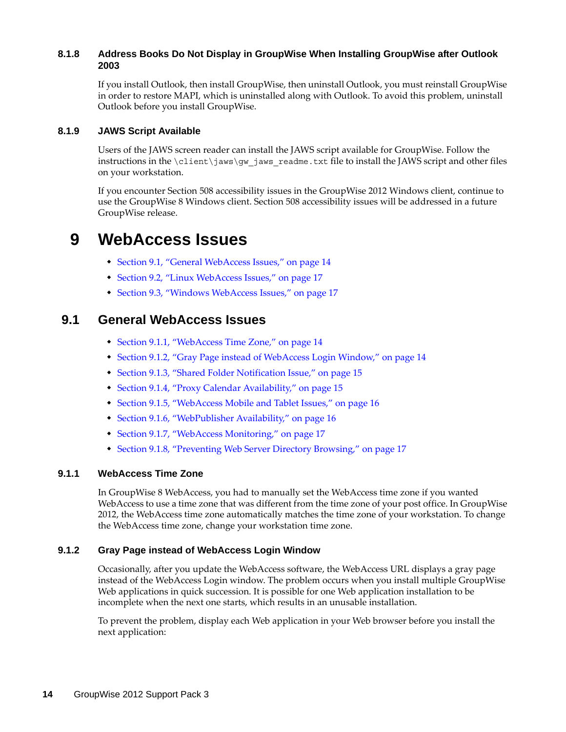### 8.1.8 Address Books Do Not Display in GroupWise When Installing GroupWise after Outlook 2003

If you install Outlook, then install GroupWise, then uninstall Outlook, you must reinstall GroupWise in order to restore MAPI, which is uninstalled along with Outlook. To avoid this problem, uninstall Outlook before you install GroupWise.

### 8.1.9 JAWS Script Available

Users of the JAWS screen reader can install the JAWS script available for GroupWise. Follow the instructions in the `\client\jaws\gw_jaws_readme.txt` file to install the JAWS script and other files on your workstation.

If you encounter Section 508 accessibility issues in the GroupWise 2012 Windows client, continue to use the GroupWise 8 Windows client. Section 508 accessibility issues will be addressed in a future GroupWise release.

# 9 WebAccess Issues

- Section 9.1, "General WebAccess Issues," on page 14
- Section 9.2, "Linux WebAccess Issues," on page 17
- Section 9.3, "Windows WebAccess Issues," on page 17

## 9.1 General WebAccess Issues

- Section 9.1.1, "WebAccess Time Zone," on page 14
- Section 9.1.2, "Gray Page instead of WebAccess Login Window," on page 14
- Section 9.1.3, "Shared Folder Notification Issue," on page 15
- Section 9.1.4, "Proxy Calendar Availability," on page 15
- Section 9.1.5, "WebAccess Mobile and Tablet Issues," on page 16
- Section 9.1.6, "WebPublisher Availability," on page 16
- Section 9.1.7, "WebAccess Monitoring," on page 17
- Section 9.1.8, "Preventing Web Server Directory Browsing," on page 17

### 9.1.1 WebAccess Time Zone

In GroupWise 8 WebAccess, you had to manually set the WebAccess time zone if you wanted WebAccess to use a time zone that was different from the time zone of your post office. In GroupWise 2012, the WebAccess time zone automatically matches the time zone of your workstation. To change the WebAccess time zone, change your workstation time zone.

### 9.1.2 Gray Page instead of WebAccess Login Window

Occasionally, after you update the WebAccess software, the WebAccess URL displays a gray page instead of the WebAccess Login window. The problem occurs when you install multiple GroupWise Web applications in quick succession. It is possible for one Web application installation to be incomplete when the next one starts, which results in an unusable installation.

To prevent the problem, display each Web application in your Web browser before you install the next application: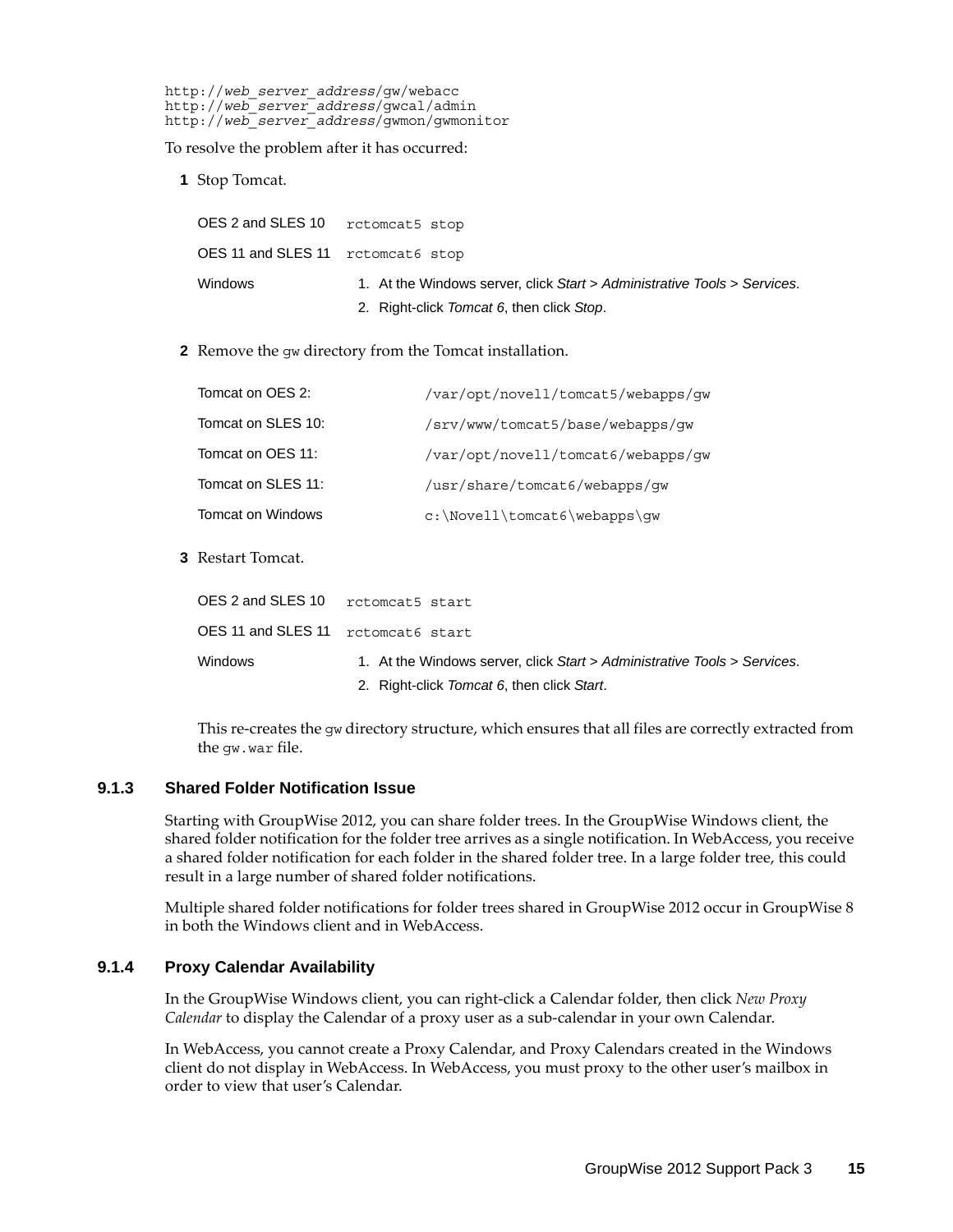```
http://web_server_address/gw/webacc
http://web_server_address/gwcal/admin
http://web_server_address/gwmon/gwmonitor
```

To resolve the problem after it has occurred:

**1** Stop Tomcat.

| | |
|---|---|
| OES 2 and SLES 10 | `rctomcat5 stop` |
| OES 11 and SLES 11 | `rctomcat6 stop` |
| Windows | 1. At the Windows server, click *Start* > *Administrative Tools* > *Services*.<br>2. Right-click *Tomcat 6*, then click *Stop*. |

**2** Remove the `gw` directory from the Tomcat installation.

| | |
|---|---|
| Tomcat on OES 2: | `/var/opt/novell/tomcat5/webapps/gw` |
| Tomcat on SLES 10: | `/srv/www/tomcat5/base/webapps/gw` |
| Tomcat on OES 11: | `/var/opt/novell/tomcat6/webapps/gw` |
| Tomcat on SLES 11: | `/usr/share/tomcat6/webapps/gw` |
| Tomcat on Windows | `c:\Novell\tomcat6\webapps\gw` |

**3** Restart Tomcat.

| | |
|---|---|
| OES 2 and SLES 10 | `rctomcat5 start` |
| OES 11 and SLES 11 | `rctomcat6 start` |
| Windows | 1. At the Windows server, click *Start* > *Administrative Tools* > *Services*.<br>2. Right-click *Tomcat 6*, then click *Start*. |

This re-creates the `gw` directory structure, which ensures that all files are correctly extracted from the `gw.war` file.

### 9.1.3 Shared Folder Notification Issue

Starting with GroupWise 2012, you can share folder trees. In the GroupWise Windows client, the shared folder notification for the folder tree arrives as a single notification. In WebAccess, you receive a shared folder notification for each folder in the shared folder tree. In a large folder tree, this could result in a large number of shared folder notifications.

Multiple shared folder notifications for folder trees shared in GroupWise 2012 occur in GroupWise 8 in both the Windows client and in WebAccess.

### 9.1.4 Proxy Calendar Availability

In the GroupWise Windows client, you can right-click a Calendar folder, then click *New Proxy Calendar* to display the Calendar of a proxy user as a sub-calendar in your own Calendar.

In WebAccess, you cannot create a Proxy Calendar, and Proxy Calendars created in the Windows client do not display in WebAccess. In WebAccess, you must proxy to the other user's mailbox in order to view that user's Calendar.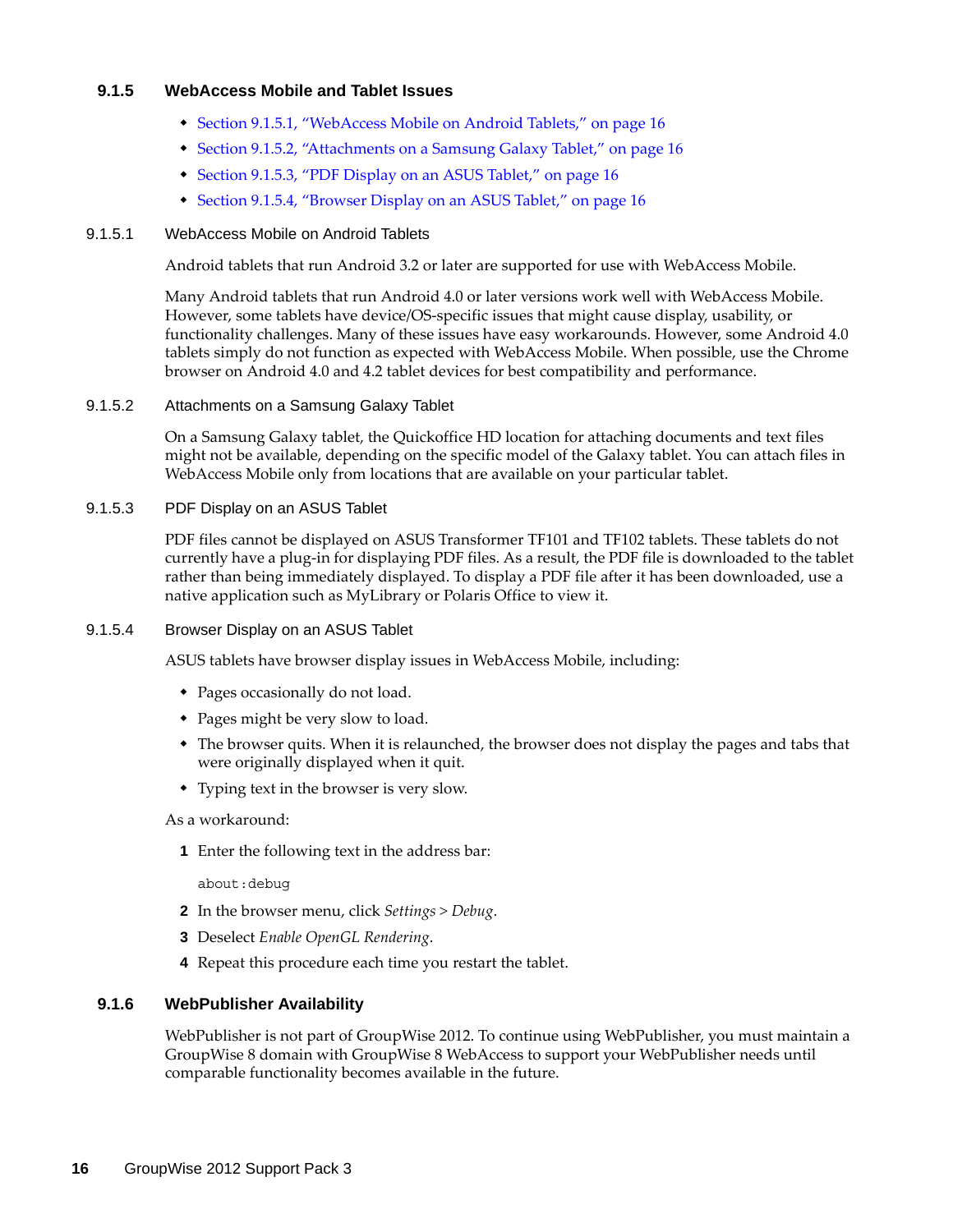### 9.1.5 WebAccess Mobile and Tablet Issues

- Section 9.1.5.1, "WebAccess Mobile on Android Tablets," on page 16
- Section 9.1.5.2, "Attachments on a Samsung Galaxy Tablet," on page 16
- Section 9.1.5.3, "PDF Display on an ASUS Tablet," on page 16
- Section 9.1.5.4, "Browser Display on an ASUS Tablet," on page 16

#### 9.1.5.1 WebAccess Mobile on Android Tablets

Android tablets that run Android 3.2 or later are supported for use with WebAccess Mobile.

Many Android tablets that run Android 4.0 or later versions work well with WebAccess Mobile. However, some tablets have device/OS-specific issues that might cause display, usability, or functionality challenges. Many of these issues have easy workarounds. However, some Android 4.0 tablets simply do not function as expected with WebAccess Mobile. When possible, use the Chrome browser on Android 4.0 and 4.2 tablet devices for best compatibility and performance.

#### 9.1.5.2 Attachments on a Samsung Galaxy Tablet

On a Samsung Galaxy tablet, the Quickoffice HD location for attaching documents and text files might not be available, depending on the specific model of the Galaxy tablet. You can attach files in WebAccess Mobile only from locations that are available on your particular tablet.

#### 9.1.5.3 PDF Display on an ASUS Tablet

PDF files cannot be displayed on ASUS Transformer TF101 and TF102 tablets. These tablets do not currently have a plug-in for displaying PDF files. As a result, the PDF file is downloaded to the tablet rather than being immediately displayed. To display a PDF file after it has been downloaded, use a native application such as MyLibrary or Polaris Office to view it.

#### 9.1.5.4 Browser Display on an ASUS Tablet

ASUS tablets have browser display issues in WebAccess Mobile, including:

- Pages occasionally do not load.
- Pages might be very slow to load.
- The browser quits. When it is relaunched, the browser does not display the pages and tabs that were originally displayed when it quit.
- Typing text in the browser is very slow.

As a workaround:

1. Enter the following text in the address bar:

   ```
   about:debug
   ```

2. In the browser menu, click *Settings* > *Debug*.
3. Deselect *Enable OpenGL Rendering*.
4. Repeat this procedure each time you restart the tablet.

### 9.1.6 WebPublisher Availability

WebPublisher is not part of GroupWise 2012. To continue using WebPublisher, you must maintain a GroupWise 8 domain with GroupWise 8 WebAccess to support your WebPublisher needs until comparable functionality becomes available in the future.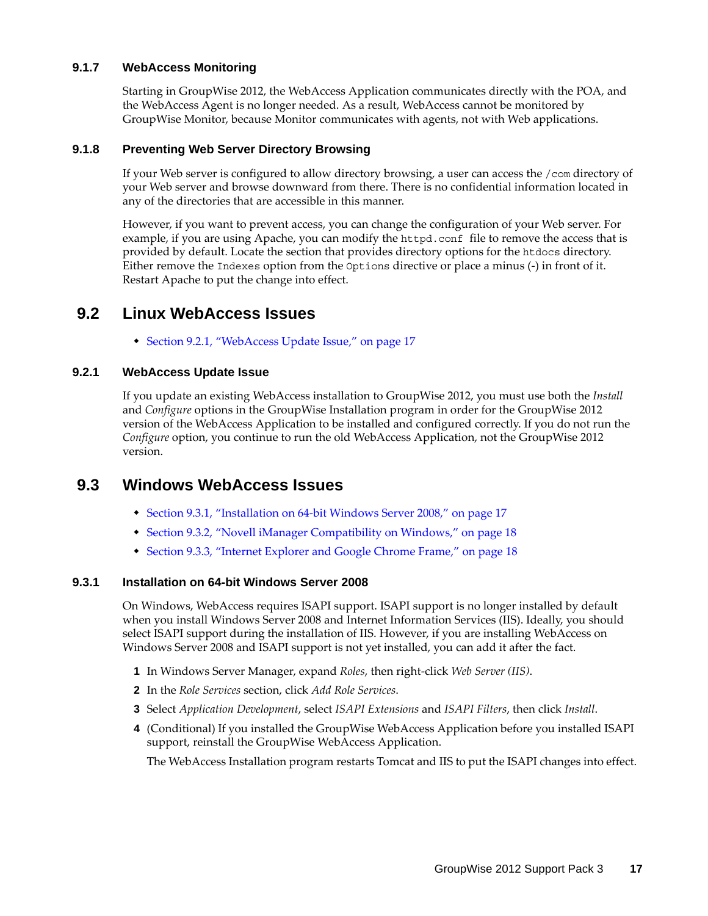#### 9.1.7 WebAccess Monitoring

Starting in GroupWise 2012, the WebAccess Application communicates directly with the POA, and the WebAccess Agent is no longer needed. As a result, WebAccess cannot be monitored by GroupWise Monitor, because Monitor communicates with agents, not with Web applications.

#### 9.1.8 Preventing Web Server Directory Browsing

If your Web server is configured to allow directory browsing, a user can access the `/com` directory of your Web server and browse downward from there. There is no confidential information located in any of the directories that are accessible in this manner.

However, if you want to prevent access, you can change the configuration of your Web server. For example, if you are using Apache, you can modify the `httpd.conf` file to remove the access that is provided by default. Locate the section that provides directory options for the `htdocs` directory. Either remove the `Indexes` option from the `Options` directive or place a minus (-) in front of it. Restart Apache to put the change into effect.

## 9.2 Linux WebAccess Issues

- Section 9.2.1, "WebAccess Update Issue," on page 17

#### 9.2.1 WebAccess Update Issue

If you update an existing WebAccess installation to GroupWise 2012, you must use both the *Install* and *Configure* options in the GroupWise Installation program in order for the GroupWise 2012 version of the WebAccess Application to be installed and configured correctly. If you do not run the *Configure* option, you continue to run the old WebAccess Application, not the GroupWise 2012 version.

## 9.3 Windows WebAccess Issues

- Section 9.3.1, "Installation on 64-bit Windows Server 2008," on page 17
- Section 9.3.2, "Novell iManager Compatibility on Windows," on page 18
- Section 9.3.3, "Internet Explorer and Google Chrome Frame," on page 18

#### 9.3.1 Installation on 64-bit Windows Server 2008

On Windows, WebAccess requires ISAPI support. ISAPI support is no longer installed by default when you install Windows Server 2008 and Internet Information Services (IIS). Ideally, you should select ISAPI support during the installation of IIS. However, if you are installing WebAccess on Windows Server 2008 and ISAPI support is not yet installed, you can add it after the fact.

1. In Windows Server Manager, expand *Roles*, then right-click *Web Server (IIS)*.
2. In the *Role Services* section, click *Add Role Services*.
3. Select *Application Development*, select *ISAPI Extensions* and *ISAPI Filters*, then click *Install*.
4. (Conditional) If you installed the GroupWise WebAccess Application before you installed ISAPI support, reinstall the GroupWise WebAccess Application.

   The WebAccess Installation program restarts Tomcat and IIS to put the ISAPI changes into effect.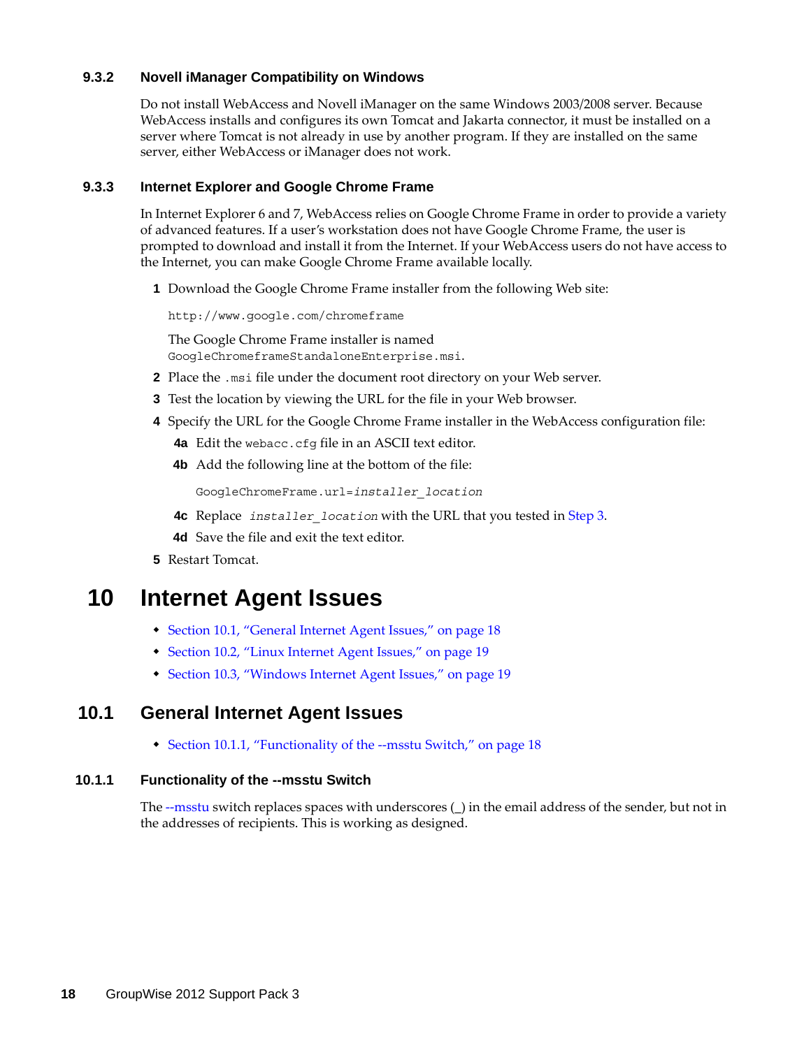### 9.3.2 Novell iManager Compatibility on Windows

Do not install WebAccess and Novell iManager on the same Windows 2003/2008 server. Because WebAccess installs and configures its own Tomcat and Jakarta connector, it must be installed on a server where Tomcat is not already in use by another program. If they are installed on the same server, either WebAccess or iManager does not work.

### 9.3.3 Internet Explorer and Google Chrome Frame

In Internet Explorer 6 and 7, WebAccess relies on Google Chrome Frame in order to provide a variety of advanced features. If a user's workstation does not have Google Chrome Frame, the user is prompted to download and install it from the Internet. If your WebAccess users do not have access to the Internet, you can make Google Chrome Frame available locally.

1. Download the Google Chrome Frame installer from the following Web site:

   `http://www.google.com/chromeframe`

   The Google Chrome Frame installer is named `GoogleChromeframeStandaloneEnterprise.msi`.

2. Place the `.msi` file under the document root directory on your Web server.
3. Test the location by viewing the URL for the file in your Web browser.
4. Specify the URL for the Google Chrome Frame installer in the WebAccess configuration file:

   **4a** Edit the `webacc.cfg` file in an ASCII text editor.

   **4b** Add the following line at the bottom of the file:

   ```
   GoogleChromeFrame.url=installer_location
   ```

   **4c** Replace *`installer_location`* with the URL that you tested in Step 3.

   **4d** Save the file and exit the text editor.

5. Restart Tomcat.

# 10 Internet Agent Issues

- Section 10.1, "General Internet Agent Issues," on page 18
- Section 10.2, "Linux Internet Agent Issues," on page 19
- Section 10.3, "Windows Internet Agent Issues," on page 19

## 10.1 General Internet Agent Issues

- Section 10.1.1, "Functionality of the --msstu Switch," on page 18

### 10.1.1 Functionality of the --msstu Switch

The --msstu switch replaces spaces with underscores (_) in the email address of the sender, but not in the addresses of recipients. This is working as designed.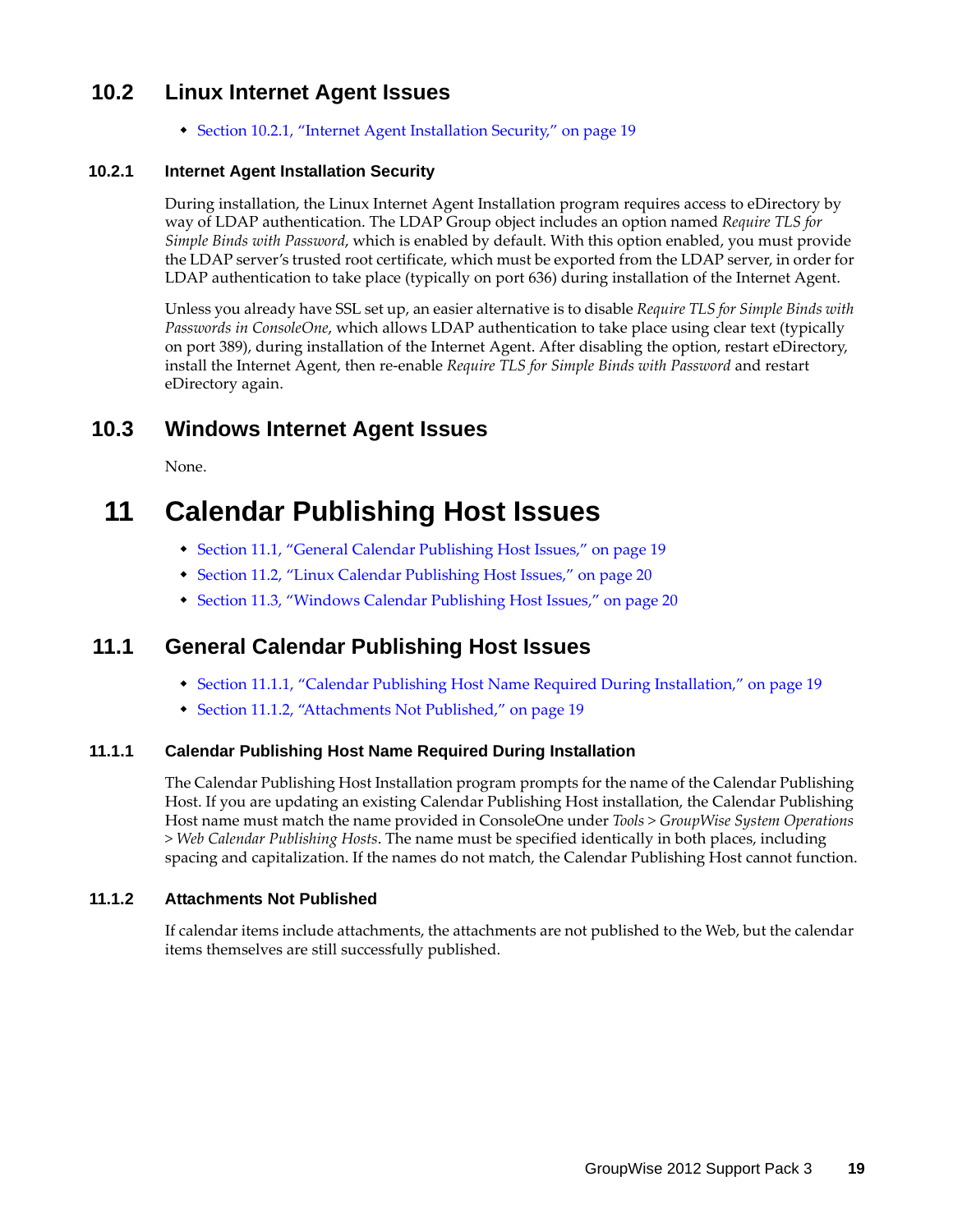## 10.2 Linux Internet Agent Issues

- Section 10.2.1, "Internet Agent Installation Security," on page 19

### 10.2.1 Internet Agent Installation Security

During installation, the Linux Internet Agent Installation program requires access to eDirectory by way of LDAP authentication. The LDAP Group object includes an option named *Require TLS for Simple Binds with Password*, which is enabled by default. With this option enabled, you must provide the LDAP server's trusted root certificate, which must be exported from the LDAP server, in order for LDAP authentication to take place (typically on port 636) during installation of the Internet Agent.

Unless you already have SSL set up, an easier alternative is to disable *Require TLS for Simple Binds with Passwords in ConsoleOne*, which allows LDAP authentication to take place using clear text (typically on port 389), during installation of the Internet Agent. After disabling the option, restart eDirectory, install the Internet Agent, then re-enable *Require TLS for Simple Binds with Password* and restart eDirectory again.

## 10.3 Windows Internet Agent Issues

None.

# 11 Calendar Publishing Host Issues

- Section 11.1, "General Calendar Publishing Host Issues," on page 19
- Section 11.2, "Linux Calendar Publishing Host Issues," on page 20
- Section 11.3, "Windows Calendar Publishing Host Issues," on page 20

## 11.1 General Calendar Publishing Host Issues

- Section 11.1.1, "Calendar Publishing Host Name Required During Installation," on page 19
- Section 11.1.2, "Attachments Not Published," on page 19

### 11.1.1 Calendar Publishing Host Name Required During Installation

The Calendar Publishing Host Installation program prompts for the name of the Calendar Publishing Host. If you are updating an existing Calendar Publishing Host installation, the Calendar Publishing Host name must match the name provided in ConsoleOne under *Tools* > *GroupWise System Operations* > *Web Calendar Publishing Hosts*. The name must be specified identically in both places, including spacing and capitalization. If the names do not match, the Calendar Publishing Host cannot function.

### 11.1.2 Attachments Not Published

If calendar items include attachments, the attachments are not published to the Web, but the calendar items themselves are still successfully published.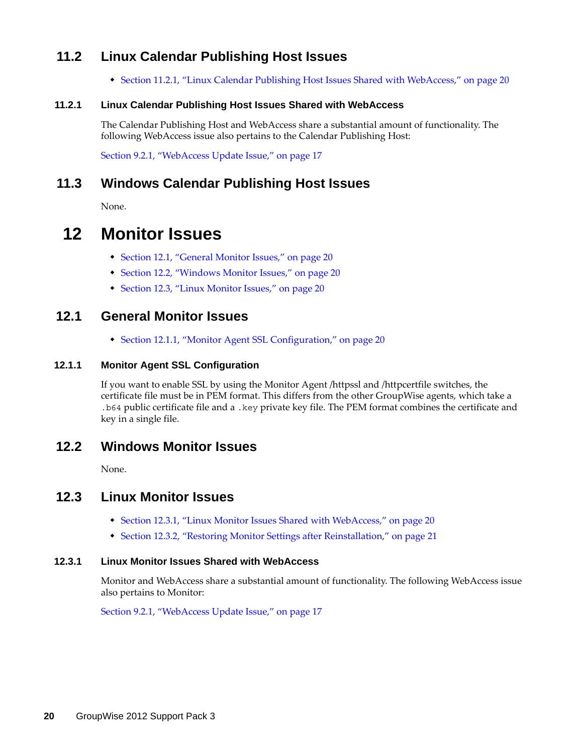## 11.2 Linux Calendar Publishing Host Issues

- Section 11.2.1, "Linux Calendar Publishing Host Issues Shared with WebAccess," on page 20

### 11.2.1 Linux Calendar Publishing Host Issues Shared with WebAccess

The Calendar Publishing Host and WebAccess share a substantial amount of functionality. The following WebAccess issue also pertains to the Calendar Publishing Host:

Section 9.2.1, "WebAccess Update Issue," on page 17

## 11.3 Windows Calendar Publishing Host Issues

None.

# 12 Monitor Issues

- Section 12.1, "General Monitor Issues," on page 20
- Section 12.2, "Windows Monitor Issues," on page 20
- Section 12.3, "Linux Monitor Issues," on page 20

## 12.1 General Monitor Issues

- Section 12.1.1, "Monitor Agent SSL Configuration," on page 20

### 12.1.1 Monitor Agent SSL Configuration

If you want to enable SSL by using the Monitor Agent /httpssl and /httpcertfile switches, the certificate file must be in PEM format. This differs from the other GroupWise agents, which take a `.b64` public certificate file and a `.key` private key file. The PEM format combines the certificate and key in a single file.

## 12.2 Windows Monitor Issues

None.

## 12.3 Linux Monitor Issues

- Section 12.3.1, "Linux Monitor Issues Shared with WebAccess," on page 20
- Section 12.3.2, "Restoring Monitor Settings after Reinstallation," on page 21

### 12.3.1 Linux Monitor Issues Shared with WebAccess

Monitor and WebAccess share a substantial amount of functionality. The following WebAccess issue also pertains to Monitor:

Section 9.2.1, "WebAccess Update Issue," on page 17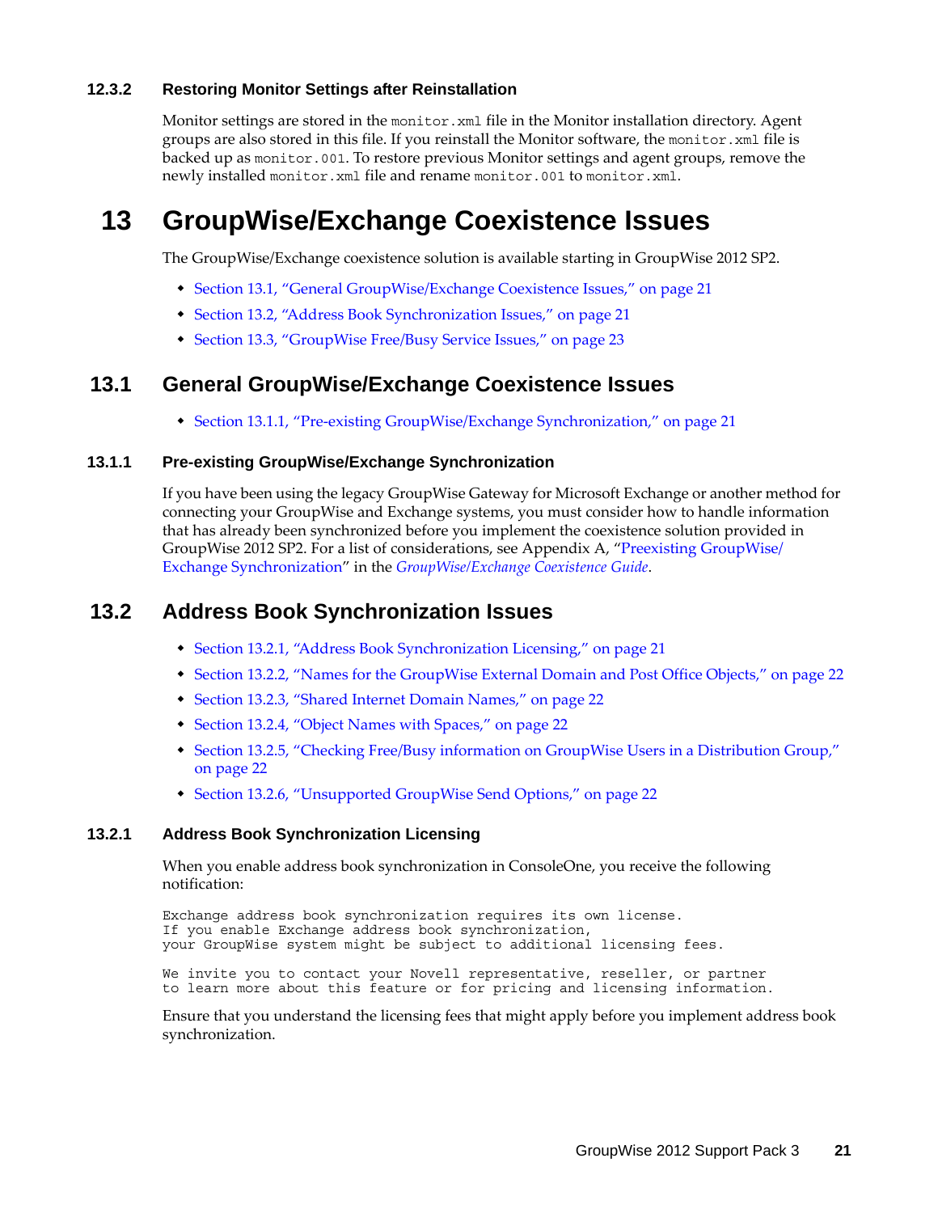### 12.3.2 Restoring Monitor Settings after Reinstallation

Monitor settings are stored in the `monitor.xml` file in the Monitor installation directory. Agent groups are also stored in this file. If you reinstall the Monitor software, the `monitor.xml` file is backed up as `monitor.001`. To restore previous Monitor settings and agent groups, remove the newly installed `monitor.xml` file and rename `monitor.001` to `monitor.xml`.

# 13 GroupWise/Exchange Coexistence Issues

The GroupWise/Exchange coexistence solution is available starting in GroupWise 2012 SP2.

- Section 13.1, "General GroupWise/Exchange Coexistence Issues," on page 21
- Section 13.2, "Address Book Synchronization Issues," on page 21
- Section 13.3, "GroupWise Free/Busy Service Issues," on page 23

## 13.1 General GroupWise/Exchange Coexistence Issues

- Section 13.1.1, "Pre-existing GroupWise/Exchange Synchronization," on page 21

### 13.1.1 Pre-existing GroupWise/Exchange Synchronization

If you have been using the legacy GroupWise Gateway for Microsoft Exchange or another method for connecting your GroupWise and Exchange systems, you must consider how to handle information that has already been synchronized before you implement the coexistence solution provided in GroupWise 2012 SP2. For a list of considerations, see Appendix A, "Preexisting GroupWise/Exchange Synchronization" in the *GroupWise/Exchange Coexistence Guide*.

## 13.2 Address Book Synchronization Issues

- Section 13.2.1, "Address Book Synchronization Licensing," on page 21
- Section 13.2.2, "Names for the GroupWise External Domain and Post Office Objects," on page 22
- Section 13.2.3, "Shared Internet Domain Names," on page 22
- Section 13.2.4, "Object Names with Spaces," on page 22
- Section 13.2.5, "Checking Free/Busy information on GroupWise Users in a Distribution Group," on page 22
- Section 13.2.6, "Unsupported GroupWise Send Options," on page 22

### 13.2.1 Address Book Synchronization Licensing

When you enable address book synchronization in ConsoleOne, you receive the following notification:

```
Exchange address book synchronization requires its own license.
If you enable Exchange address book synchronization,
your GroupWise system might be subject to additional licensing fees.

We invite you to contact your Novell representative, reseller, or partner
to learn more about this feature or for pricing and licensing information.
```

Ensure that you understand the licensing fees that might apply before you implement address book synchronization.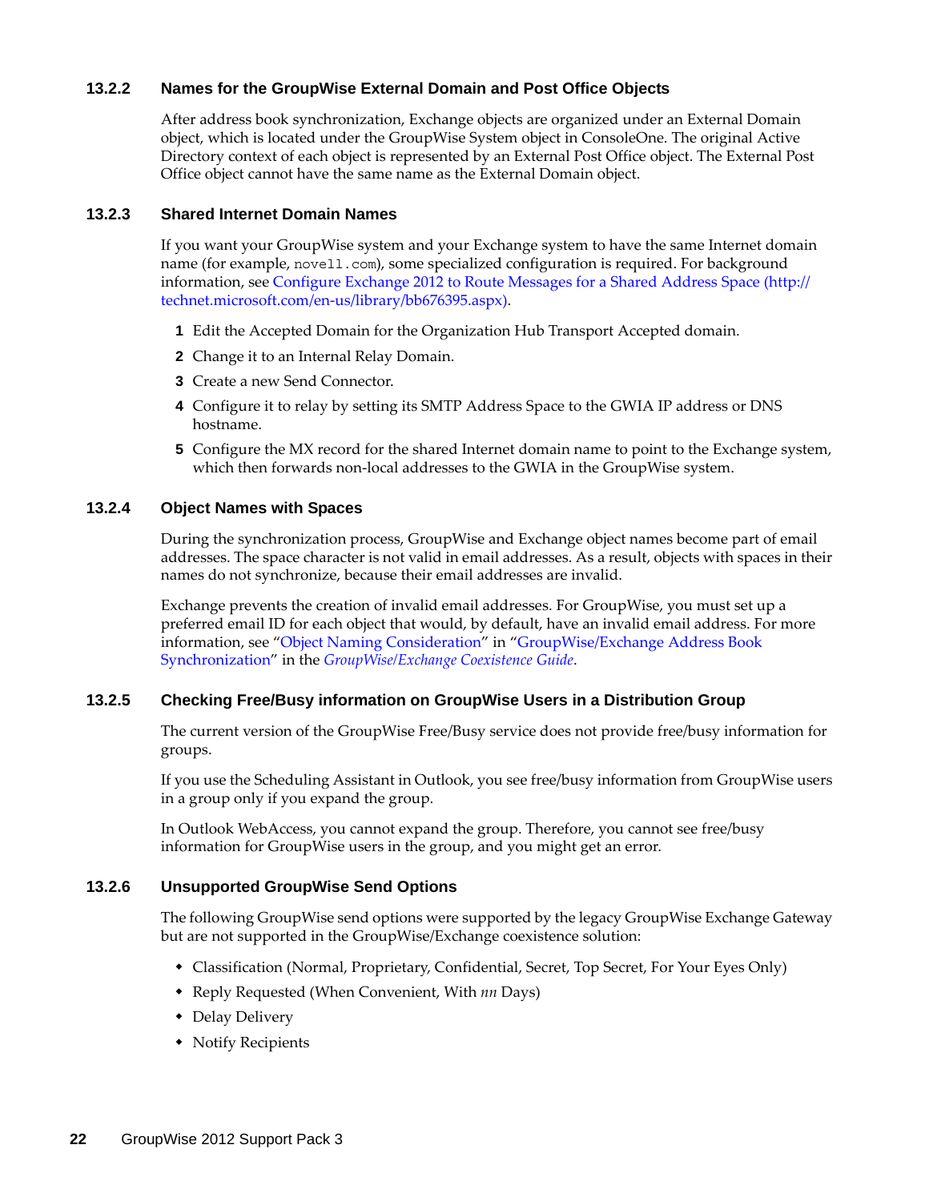### 13.2.2 Names for the GroupWise External Domain and Post Office Objects

After address book synchronization, Exchange objects are organized under an External Domain object, which is located under the GroupWise System object in ConsoleOne. The original Active Directory context of each object is represented by an External Post Office object. The External Post Office object cannot have the same name as the External Domain object.

### 13.2.3 Shared Internet Domain Names

If you want your GroupWise system and your Exchange system to have the same Internet domain name (for example, `novell.com`), some specialized configuration is required. For background information, see Configure Exchange 2012 to Route Messages for a Shared Address Space (http://technet.microsoft.com/en-us/library/bb676395.aspx).

1. Edit the Accepted Domain for the Organization Hub Transport Accepted domain.
2. Change it to an Internal Relay Domain.
3. Create a new Send Connector.
4. Configure it to relay by setting its SMTP Address Space to the GWIA IP address or DNS hostname.
5. Configure the MX record for the shared Internet domain name to point to the Exchange system, which then forwards non-local addresses to the GWIA in the GroupWise system.

### 13.2.4 Object Names with Spaces

During the synchronization process, GroupWise and Exchange object names become part of email addresses. The space character is not valid in email addresses. As a result, objects with spaces in their names do not synchronize, because their email addresses are invalid.

Exchange prevents the creation of invalid email addresses. For GroupWise, you must set up a preferred email ID for each object that would, by default, have an invalid email address. For more information, see "Object Naming Consideration" in "GroupWise/Exchange Address Book Synchronization" in the *GroupWise/Exchange Coexistence Guide*.

### 13.2.5 Checking Free/Busy information on GroupWise Users in a Distribution Group

The current version of the GroupWise Free/Busy service does not provide free/busy information for groups.

If you use the Scheduling Assistant in Outlook, you see free/busy information from GroupWise users in a group only if you expand the group.

In Outlook WebAccess, you cannot expand the group. Therefore, you cannot see free/busy information for GroupWise users in the group, and you might get an error.

### 13.2.6 Unsupported GroupWise Send Options

The following GroupWise send options were supported by the legacy GroupWise Exchange Gateway but are not supported in the GroupWise/Exchange coexistence solution:

- Classification (Normal, Proprietary, Confidential, Secret, Top Secret, For Your Eyes Only)
- Reply Requested (When Convenient, With *nn* Days)
- Delay Delivery
- Notify Recipients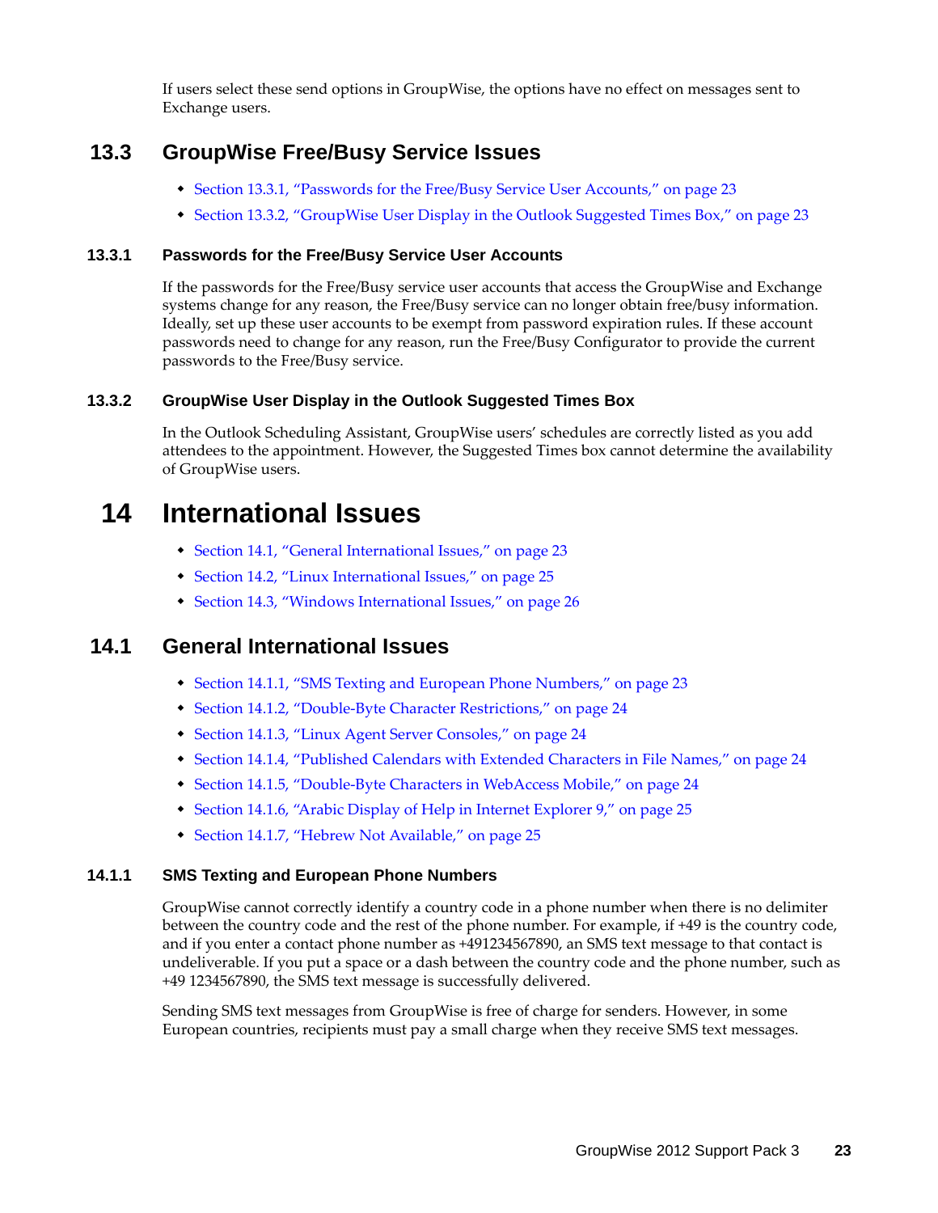If users select these send options in GroupWise, the options have no effect on messages sent to Exchange users.

## 13.3 GroupWise Free/Busy Service Issues

- Section 13.3.1, "Passwords for the Free/Busy Service User Accounts," on page 23
- Section 13.3.2, "GroupWise User Display in the Outlook Suggested Times Box," on page 23

### 13.3.1 Passwords for the Free/Busy Service User Accounts

If the passwords for the Free/Busy service user accounts that access the GroupWise and Exchange systems change for any reason, the Free/Busy service can no longer obtain free/busy information. Ideally, set up these user accounts to be exempt from password expiration rules. If these account passwords need to change for any reason, run the Free/Busy Configurator to provide the current passwords to the Free/Busy service.

### 13.3.2 GroupWise User Display in the Outlook Suggested Times Box

In the Outlook Scheduling Assistant, GroupWise users' schedules are correctly listed as you add attendees to the appointment. However, the Suggested Times box cannot determine the availability of GroupWise users.

# 14 International Issues

- Section 14.1, "General International Issues," on page 23
- Section 14.2, "Linux International Issues," on page 25
- Section 14.3, "Windows International Issues," on page 26

## 14.1 General International Issues

- Section 14.1.1, "SMS Texting and European Phone Numbers," on page 23
- Section 14.1.2, "Double-Byte Character Restrictions," on page 24
- Section 14.1.3, "Linux Agent Server Consoles," on page 24
- Section 14.1.4, "Published Calendars with Extended Characters in File Names," on page 24
- Section 14.1.5, "Double-Byte Characters in WebAccess Mobile," on page 24
- Section 14.1.6, "Arabic Display of Help in Internet Explorer 9," on page 25
- Section 14.1.7, "Hebrew Not Available," on page 25

### 14.1.1 SMS Texting and European Phone Numbers

GroupWise cannot correctly identify a country code in a phone number when there is no delimiter between the country code and the rest of the phone number. For example, if +49 is the country code, and if you enter a contact phone number as +491234567890, an SMS text message to that contact is undeliverable. If you put a space or a dash between the country code and the phone number, such as +49 1234567890, the SMS text message is successfully delivered.

Sending SMS text messages from GroupWise is free of charge for senders. However, in some European countries, recipients must pay a small charge when they receive SMS text messages.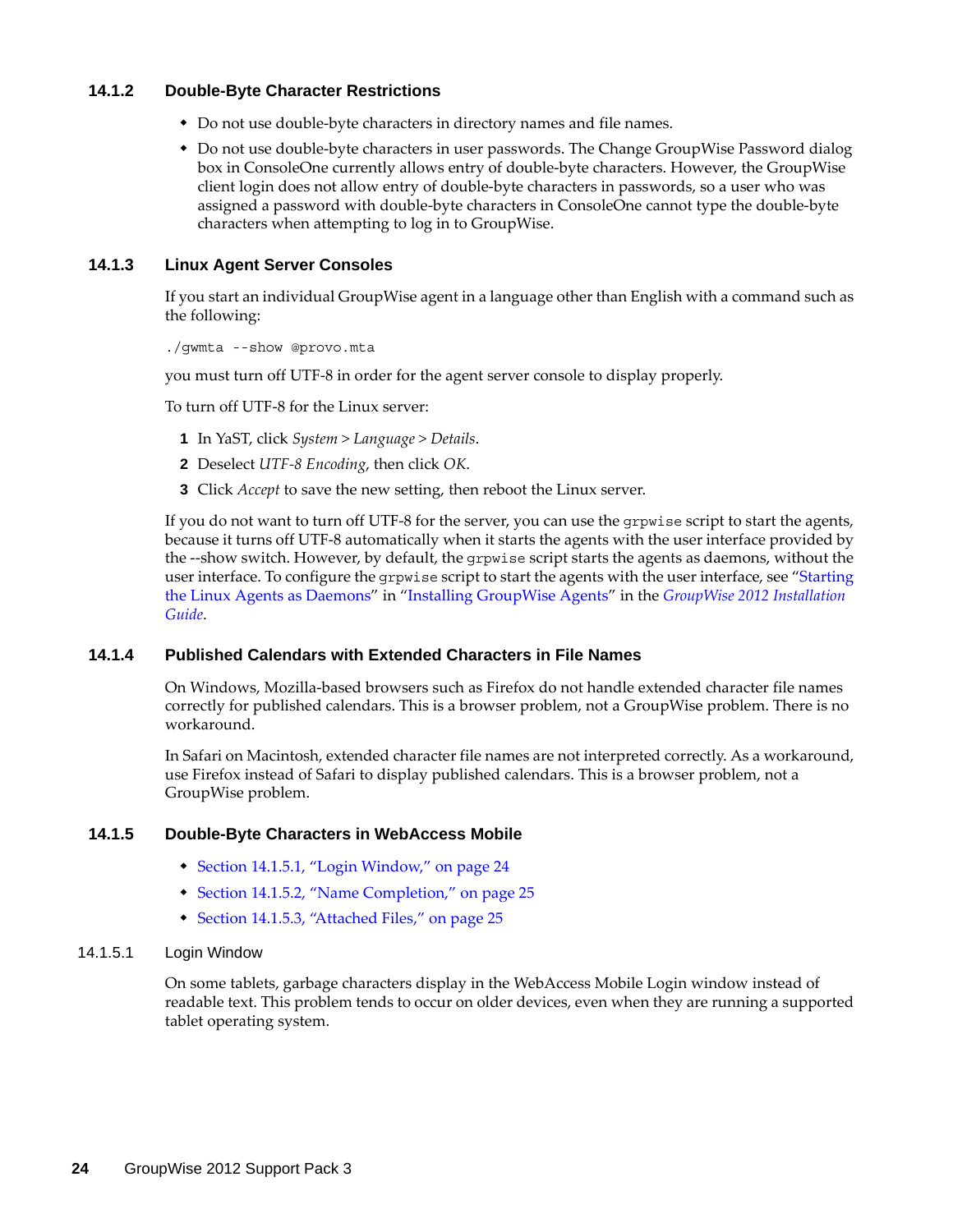### 14.1.2 Double-Byte Character Restrictions

- Do not use double-byte characters in directory names and file names.
- Do not use double-byte characters in user passwords. The Change GroupWise Password dialog box in ConsoleOne currently allows entry of double-byte characters. However, the GroupWise client login does not allow entry of double-byte characters in passwords, so a user who was assigned a password with double-byte characters in ConsoleOne cannot type the double-byte characters when attempting to log in to GroupWise.

### 14.1.3 Linux Agent Server Consoles

If you start an individual GroupWise agent in a language other than English with a command such as the following:

```
./gwmta --show @provo.mta
```

you must turn off UTF-8 in order for the agent server console to display properly.

To turn off UTF-8 for the Linux server:

1. In YaST, click *System > Language > Details*.
2. Deselect *UTF-8 Encoding*, then click *OK*.
3. Click *Accept* to save the new setting, then reboot the Linux server.

If you do not want to turn off UTF-8 for the server, you can use the `grpwise` script to start the agents, because it turns off UTF-8 automatically when it starts the agents with the user interface provided by the --show switch. However, by default, the `grpwise` script starts the agents as daemons, without the user interface. To configure the `grpwise` script to start the agents with the user interface, see “Starting the Linux Agents as Daemons” in “Installing GroupWise Agents” in the *GroupWise 2012 Installation Guide*.

### 14.1.4 Published Calendars with Extended Characters in File Names

On Windows, Mozilla-based browsers such as Firefox do not handle extended character file names correctly for published calendars. This is a browser problem, not a GroupWise problem. There is no workaround.

In Safari on Macintosh, extended character file names are not interpreted correctly. As a workaround, use Firefox instead of Safari to display published calendars. This is a browser problem, not a GroupWise problem.

### 14.1.5 Double-Byte Characters in WebAccess Mobile

- Section 14.1.5.1, “Login Window,” on page 24
- Section 14.1.5.2, “Name Completion,” on page 25
- Section 14.1.5.3, “Attached Files,” on page 25

#### 14.1.5.1 Login Window

On some tablets, garbage characters display in the WebAccess Mobile Login window instead of readable text. This problem tends to occur on older devices, even when they are running a supported tablet operating system.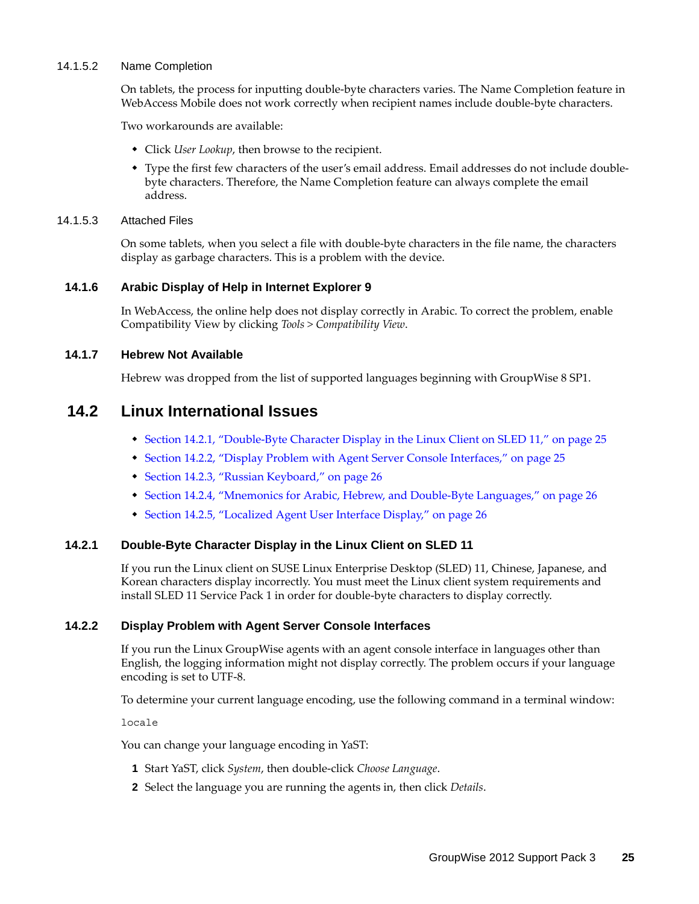#### 14.1.5.2 Name Completion

On tablets, the process for inputting double-byte characters varies. The Name Completion feature in WebAccess Mobile does not work correctly when recipient names include double-byte characters.

Two workarounds are available:

- Click *User Lookup*, then browse to the recipient.
- Type the first few characters of the user's email address. Email addresses do not include double-byte characters. Therefore, the Name Completion feature can always complete the email address.

#### 14.1.5.3 Attached Files

On some tablets, when you select a file with double-byte characters in the file name, the characters display as garbage characters. This is a problem with the device.

### 14.1.6 Arabic Display of Help in Internet Explorer 9

In WebAccess, the online help does not display correctly in Arabic. To correct the problem, enable Compatibility View by clicking *Tools > Compatibility View*.

### 14.1.7 Hebrew Not Available

Hebrew was dropped from the list of supported languages beginning with GroupWise 8 SP1.

## 14.2 Linux International Issues

- Section 14.2.1, "Double-Byte Character Display in the Linux Client on SLED 11," on page 25
- Section 14.2.2, "Display Problem with Agent Server Console Interfaces," on page 25
- Section 14.2.3, "Russian Keyboard," on page 26
- Section 14.2.4, "Mnemonics for Arabic, Hebrew, and Double-Byte Languages," on page 26
- Section 14.2.5, "Localized Agent User Interface Display," on page 26

### 14.2.1 Double-Byte Character Display in the Linux Client on SLED 11

If you run the Linux client on SUSE Linux Enterprise Desktop (SLED) 11, Chinese, Japanese, and Korean characters display incorrectly. You must meet the Linux client system requirements and install SLED 11 Service Pack 1 in order for double-byte characters to display correctly.

### 14.2.2 Display Problem with Agent Server Console Interfaces

If you run the Linux GroupWise agents with an agent console interface in languages other than English, the logging information might not display correctly. The problem occurs if your language encoding is set to UTF-8.

To determine your current language encoding, use the following command in a terminal window:

```
locale
```

You can change your language encoding in YaST:

1. Start YaST, click *System*, then double-click *Choose Language*.
2. Select the language you are running the agents in, then click *Details*.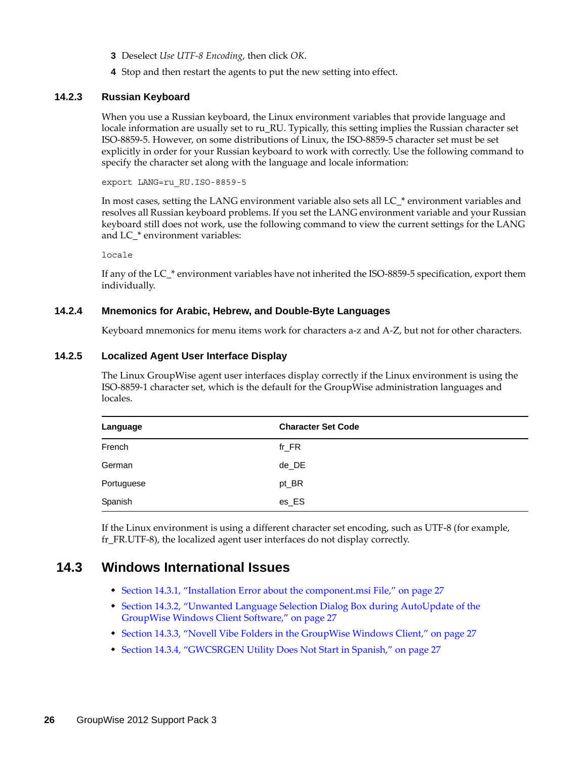3. Deselect *Use UTF-8 Encoding*, then click *OK*.
4. Stop and then restart the agents to put the new setting into effect.

### 14.2.3 Russian Keyboard

When you use a Russian keyboard, the Linux environment variables that provide language and locale information are usually set to ru_RU. Typically, this setting implies the Russian character set ISO-8859-5. However, on some distributions of Linux, the ISO-8859-5 character set must be set explicitly in order for your Russian keyboard to work with correctly. Use the following command to specify the character set along with the language and locale information:

```
export LANG=ru_RU.ISO-8859-5
```

In most cases, setting the LANG environment variable also sets all LC_* environment variables and resolves all Russian keyboard problems. If you set the LANG environment variable and your Russian keyboard still does not work, use the following command to view the current settings for the LANG and LC_* environment variables:

```
locale
```

If any of the LC_* environment variables have not inherited the ISO-8859-5 specification, export them individually.

### 14.2.4 Mnemonics for Arabic, Hebrew, and Double-Byte Languages

Keyboard mnemonics for menu items work for characters a-z and A-Z, but not for other characters.

### 14.2.5 Localized Agent User Interface Display

The Linux GroupWise agent user interfaces display correctly if the Linux environment is using the ISO-8859-1 character set, which is the default for the GroupWise administration languages and locales.

| Language | Character Set Code |
|---|---|
| French | fr_FR |
| German | de_DE |
| Portuguese | pt_BR |
| Spanish | es_ES |

If the Linux environment is using a different character set encoding, such as UTF-8 (for example, fr_FR.UTF-8), the localized agent user interfaces do not display correctly.

## 14.3 Windows International Issues

- Section 14.3.1, "Installation Error about the component.msi File," on page 27
- Section 14.3.2, "Unwanted Language Selection Dialog Box during AutoUpdate of the GroupWise Windows Client Software," on page 27
- Section 14.3.3, "Novell Vibe Folders in the GroupWise Windows Client," on page 27
- Section 14.3.4, "GWCSRGEN Utility Does Not Start in Spanish," on page 27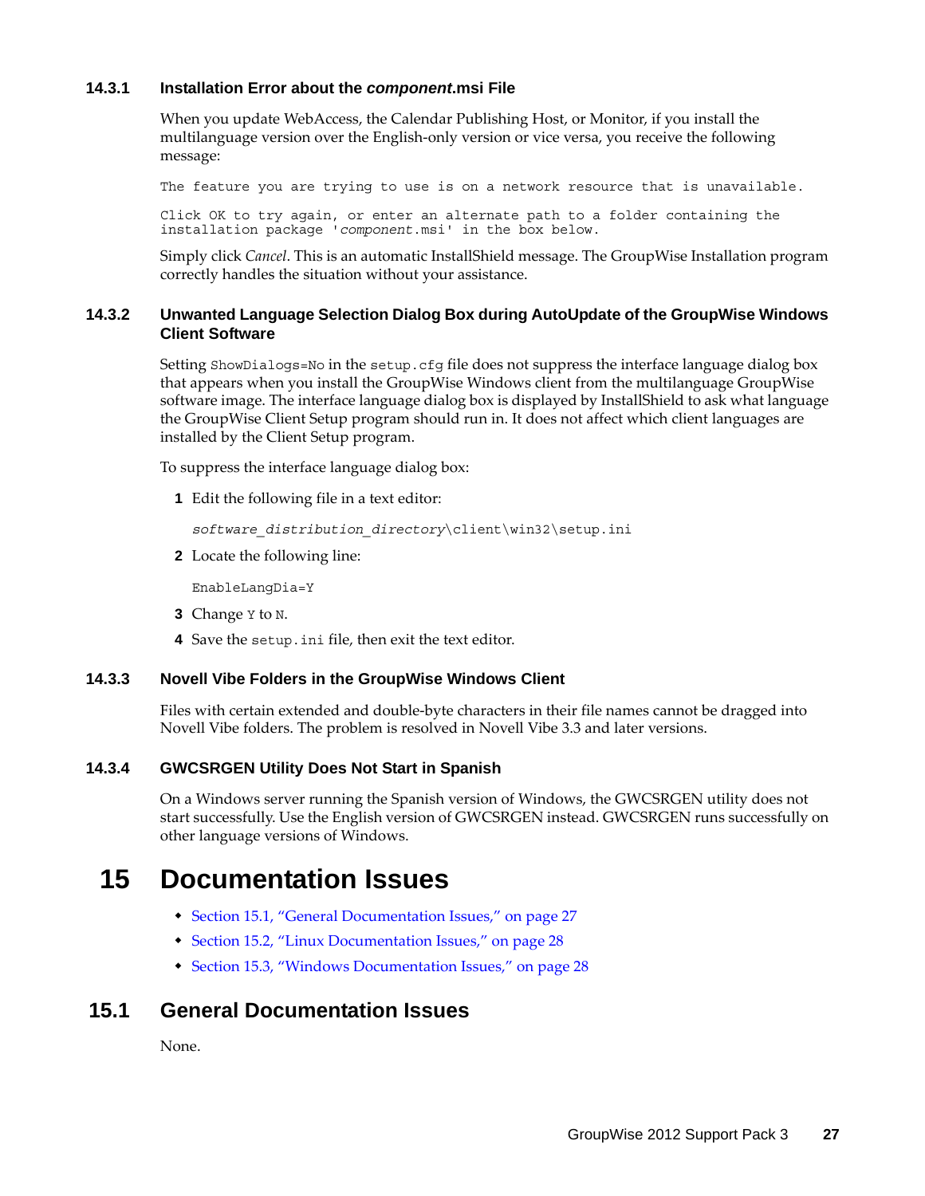### 14.3.1 Installation Error about the *component*.msi File

When you update WebAccess, the Calendar Publishing Host, or Monitor, if you install the multilanguage version over the English-only version or vice versa, you receive the following message:

```
The feature you are trying to use is on a network resource that is unavailable.

Click OK to try again, or enter an alternate path to a folder containing the
installation package 'component.msi' in the box below.
```

Simply click *Cancel*. This is an automatic InstallShield message. The GroupWise Installation program correctly handles the situation without your assistance.

### 14.3.2 Unwanted Language Selection Dialog Box during AutoUpdate of the GroupWise Windows Client Software

Setting `ShowDialogs=No` in the `setup.cfg` file does not suppress the interface language dialog box that appears when you install the GroupWise Windows client from the multilanguage GroupWise software image. The interface language dialog box is displayed by InstallShield to ask what language the GroupWise Client Setup program should run in. It does not affect which client languages are installed by the Client Setup program.

To suppress the interface language dialog box:

1. Edit the following file in a text editor:

   *software_distribution_directory*`\client\win32\setup.ini`

2. Locate the following line:

   ```
   EnableLangDia=Y
   ```

3. Change `Y` to `N`.
4. Save the `setup.ini` file, then exit the text editor.

### 14.3.3 Novell Vibe Folders in the GroupWise Windows Client

Files with certain extended and double-byte characters in their file names cannot be dragged into Novell Vibe folders. The problem is resolved in Novell Vibe 3.3 and later versions.

### 14.3.4 GWCSRGEN Utility Does Not Start in Spanish

On a Windows server running the Spanish version of Windows, the GWCSRGEN utility does not start successfully. Use the English version of GWCSRGEN instead. GWCSRGEN runs successfully on other language versions of Windows.

# 15 Documentation Issues

- Section 15.1, "General Documentation Issues," on page 27
- Section 15.2, "Linux Documentation Issues," on page 28
- Section 15.3, "Windows Documentation Issues," on page 28

## 15.1 General Documentation Issues

None.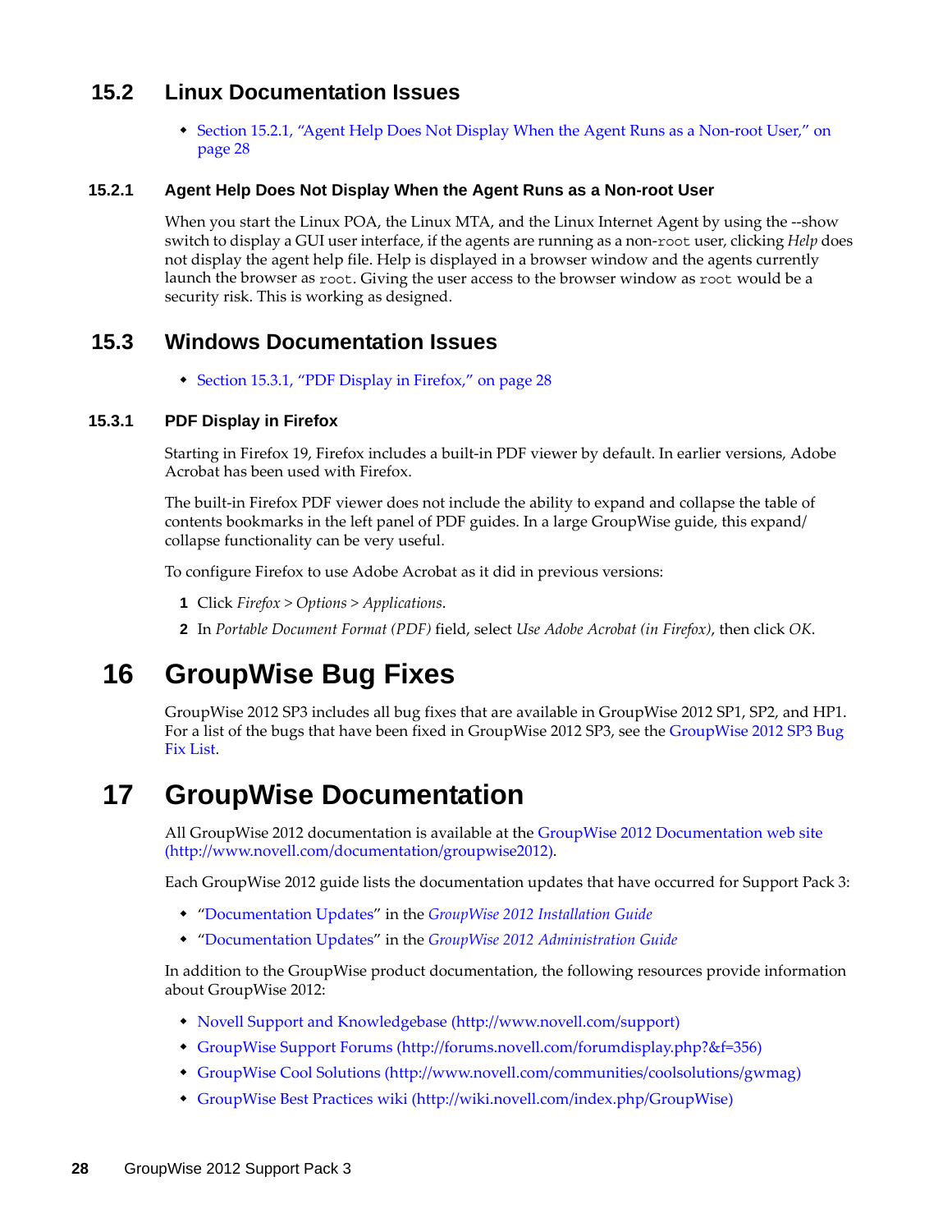## 15.2 Linux Documentation Issues

- Section 15.2.1, "Agent Help Does Not Display When the Agent Runs as a Non-root User," on page 28

### 15.2.1 Agent Help Does Not Display When the Agent Runs as a Non-root User

When you start the Linux POA, the Linux MTA, and the Linux Internet Agent by using the --show switch to display a GUI user interface, if the agents are running as a non-`root` user, clicking *Help* does not display the agent help file. Help is displayed in a browser window and the agents currently launch the browser as `root`. Giving the user access to the browser window as `root` would be a security risk. This is working as designed.

## 15.3 Windows Documentation Issues

- Section 15.3.1, "PDF Display in Firefox," on page 28

### 15.3.1 PDF Display in Firefox

Starting in Firefox 19, Firefox includes a built-in PDF viewer by default. In earlier versions, Adobe Acrobat has been used with Firefox.

The built-in Firefox PDF viewer does not include the ability to expand and collapse the table of contents bookmarks in the left panel of PDF guides. In a large GroupWise guide, this expand/collapse functionality can be very useful.

To configure Firefox to use Adobe Acrobat as it did in previous versions:

1. Click *Firefox* > *Options* > *Applications*.
2. In *Portable Document Format (PDF)* field, select *Use Adobe Acrobat (in Firefox)*, then click *OK*.

# 16 GroupWise Bug Fixes

GroupWise 2012 SP3 includes all bug fixes that are available in GroupWise 2012 SP1, SP2, and HP1. For a list of the bugs that have been fixed in GroupWise 2012 SP3, see the GroupWise 2012 SP3 Bug Fix List.

# 17 GroupWise Documentation

All GroupWise 2012 documentation is available at the GroupWise 2012 Documentation web site (http://www.novell.com/documentation/groupwise2012).

Each GroupWise 2012 guide lists the documentation updates that have occurred for Support Pack 3:

- "Documentation Updates" in the *GroupWise 2012 Installation Guide*
- "Documentation Updates" in the *GroupWise 2012 Administration Guide*

In addition to the GroupWise product documentation, the following resources provide information about GroupWise 2012:

- Novell Support and Knowledgebase (http://www.novell.com/support)
- GroupWise Support Forums (http://forums.novell.com/forumdisplay.php?&f=356)
- GroupWise Cool Solutions (http://www.novell.com/communities/coolsolutions/gwmag)
- GroupWise Best Practices wiki (http://wiki.novell.com/index.php/GroupWise)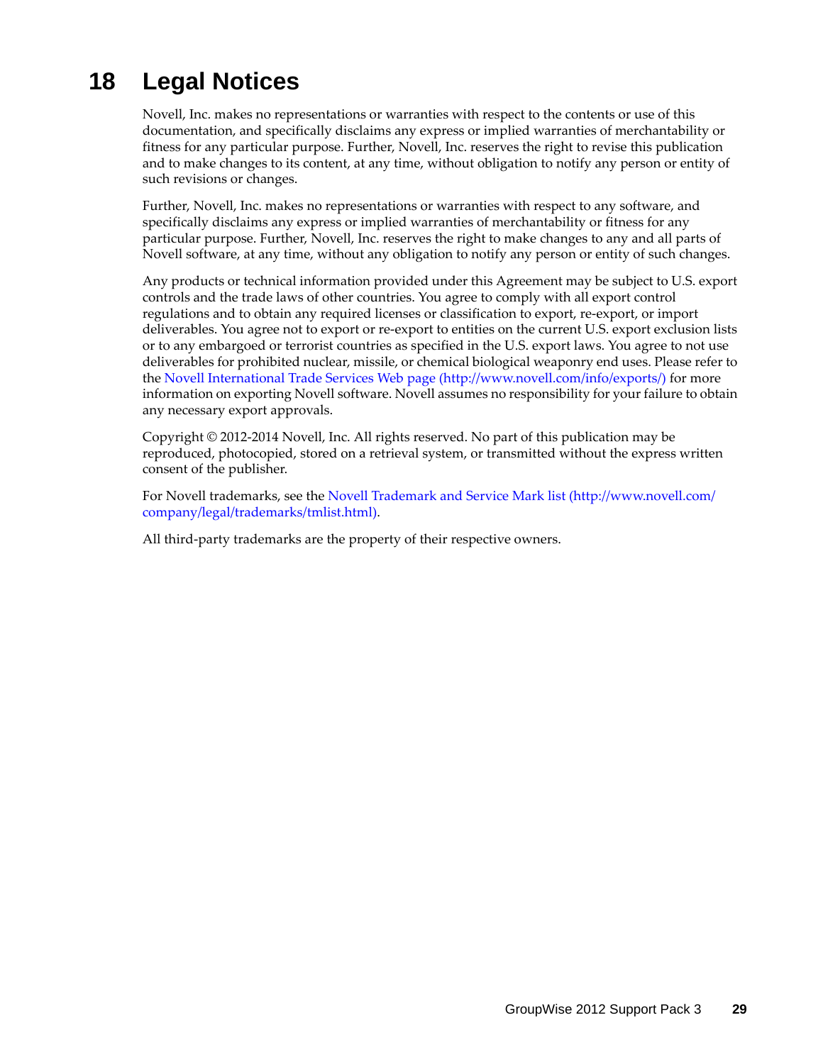# 18 Legal Notices

Novell, Inc. makes no representations or warranties with respect to the contents or use of this documentation, and specifically disclaims any express or implied warranties of merchantability or fitness for any particular purpose. Further, Novell, Inc. reserves the right to revise this publication and to make changes to its content, at any time, without obligation to notify any person or entity of such revisions or changes.

Further, Novell, Inc. makes no representations or warranties with respect to any software, and specifically disclaims any express or implied warranties of merchantability or fitness for any particular purpose. Further, Novell, Inc. reserves the right to make changes to any and all parts of Novell software, at any time, without any obligation to notify any person or entity of such changes.

Any products or technical information provided under this Agreement may be subject to U.S. export controls and the trade laws of other countries. You agree to comply with all export control regulations and to obtain any required licenses or classification to export, re-export, or import deliverables. You agree not to export or re-export to entities on the current U.S. export exclusion lists or to any embargoed or terrorist countries as specified in the U.S. export laws. You agree to not use deliverables for prohibited nuclear, missile, or chemical biological weaponry end uses. Please refer to the Novell International Trade Services Web page (http://www.novell.com/info/exports/) for more information on exporting Novell software. Novell assumes no responsibility for your failure to obtain any necessary export approvals.

Copyright © 2012-2014 Novell, Inc. All rights reserved. No part of this publication may be reproduced, photocopied, stored on a retrieval system, or transmitted without the express written consent of the publisher.

For Novell trademarks, see the Novell Trademark and Service Mark list (http://www.novell.com/company/legal/trademarks/tmlist.html).

All third-party trademarks are the property of their respective owners.